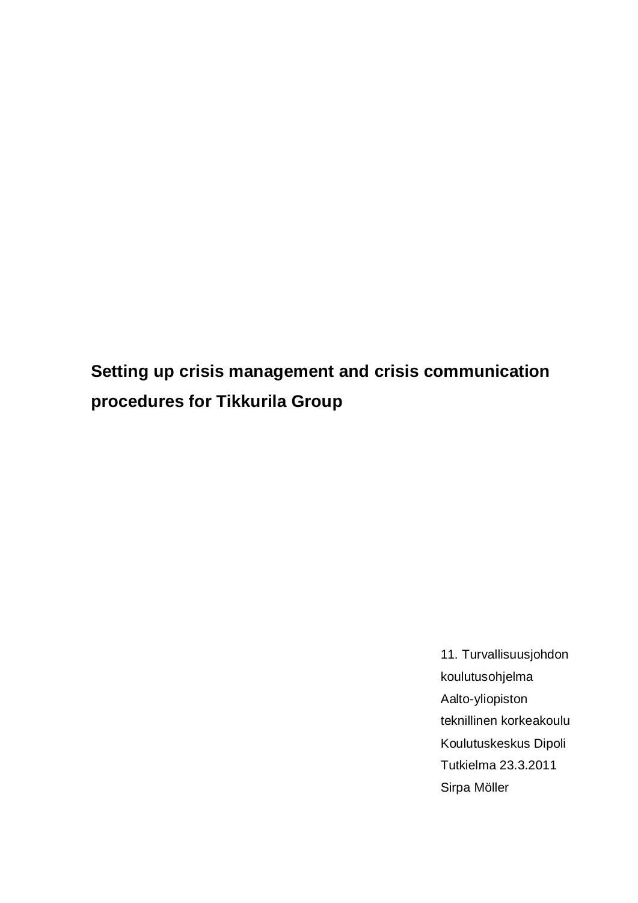# Setting up crisis management and crisis communication procedures for Tikkurila Group

11. Turvallisuusjohdon koulutusohjelma
Aalto-yliopiston teknillinen korkeakoulu
Koulutuskeskus Dipoli
Tutkielma 23.3.2011
Sirpa Möller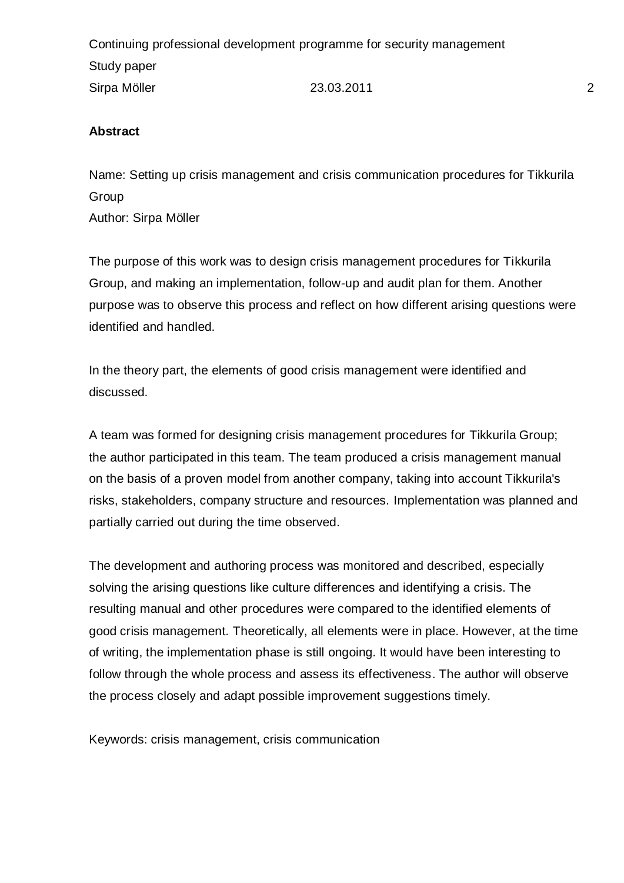**Abstract**

Name: Setting up crisis management and crisis communication procedures for Tikkurila Group
Author: Sirpa Möller

The purpose of this work was to design crisis management procedures for Tikkurila Group, and making an implementation, follow-up and audit plan for them. Another purpose was to observe this process and reflect on how different arising questions were identified and handled.

In the theory part, the elements of good crisis management were identified and discussed.

A team was formed for designing crisis management procedures for Tikkurila Group; the author participated in this team. The team produced a crisis management manual on the basis of a proven model from another company, taking into account Tikkurila's risks, stakeholders, company structure and resources. Implementation was planned and partially carried out during the time observed.

The development and authoring process was monitored and described, especially solving the arising questions like culture differences and identifying a crisis. The resulting manual and other procedures were compared to the identified elements of good crisis management. Theoretically, all elements were in place. However, at the time of writing, the implementation phase is still ongoing. It would have been interesting to follow through the whole process and assess its effectiveness. The author will observe the process closely and adapt possible improvement suggestions timely.

Keywords: crisis management, crisis communication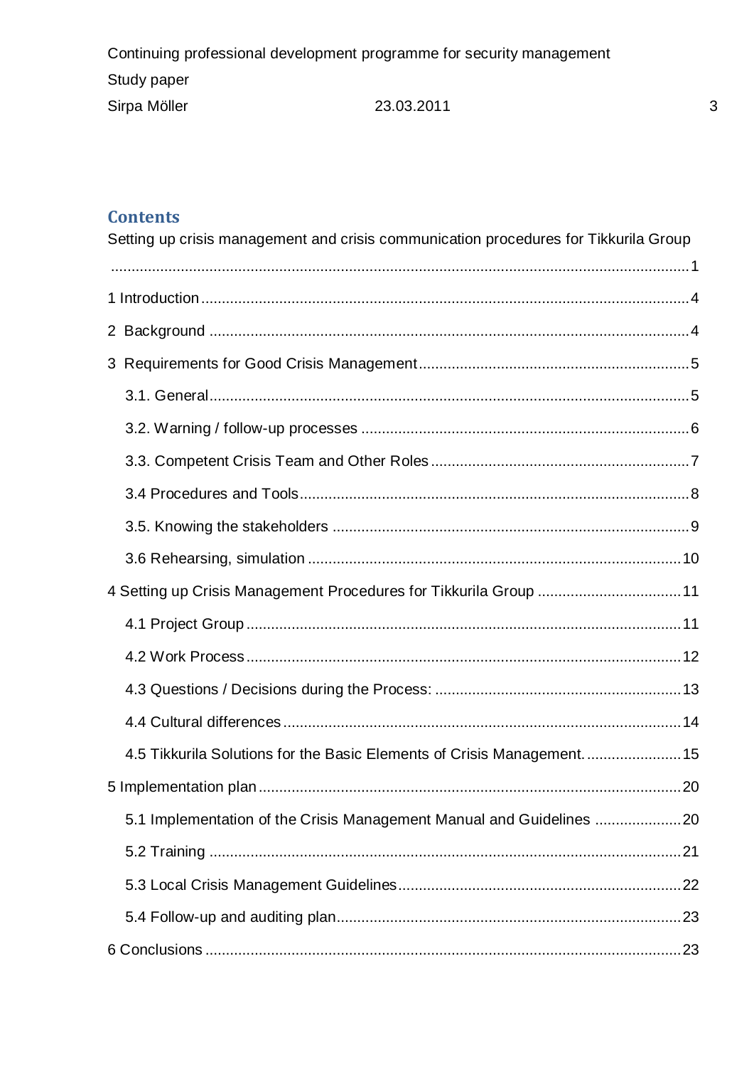## Contents

Setting up crisis management and crisis communication procedures for Tikkurila Group ........................................................................................................................................ 1

1 Introduction ........................................................................................................................ 4

2 Background ........................................................................................................................ 4

3 Requirements for Good Crisis Management ........................................................................ 5

  3.1. General ........................................................................................................................ 5

  3.2. Warning / follow-up processes ..................................................................................... 6

  3.3. Competent Crisis Team and Other Roles ...................................................................... 7

  3.4 Procedures and Tools .................................................................................................... 8

  3.5. Knowing the stakeholders ............................................................................................ 9

  3.6 Rehearsing, simulation ................................................................................................ 10

4 Setting up Crisis Management Procedures for Tikkurila Group .......................................... 11

  4.1 Project Group ............................................................................................................. 11

  4.2 Work Process ............................................................................................................... 12

  4.3 Questions / Decisions during the Process: ................................................................... 13

  4.4 Cultural differences ..................................................................................................... 14

  4.5 Tikkurila Solutions for the Basic Elements of Crisis Management. ................................. 15

5 Implementation plan .......................................................................................................... 20

  5.1 Implementation of the Crisis Management Manual and Guidelines .............................. 20

  5.2 Training ....................................................................................................................... 21

  5.3 Local Crisis Management Guidelines ............................................................................ 22

  5.4 Follow-up and auditing plan ........................................................................................ 23

6 Conclusions ....................................................................................................................... 23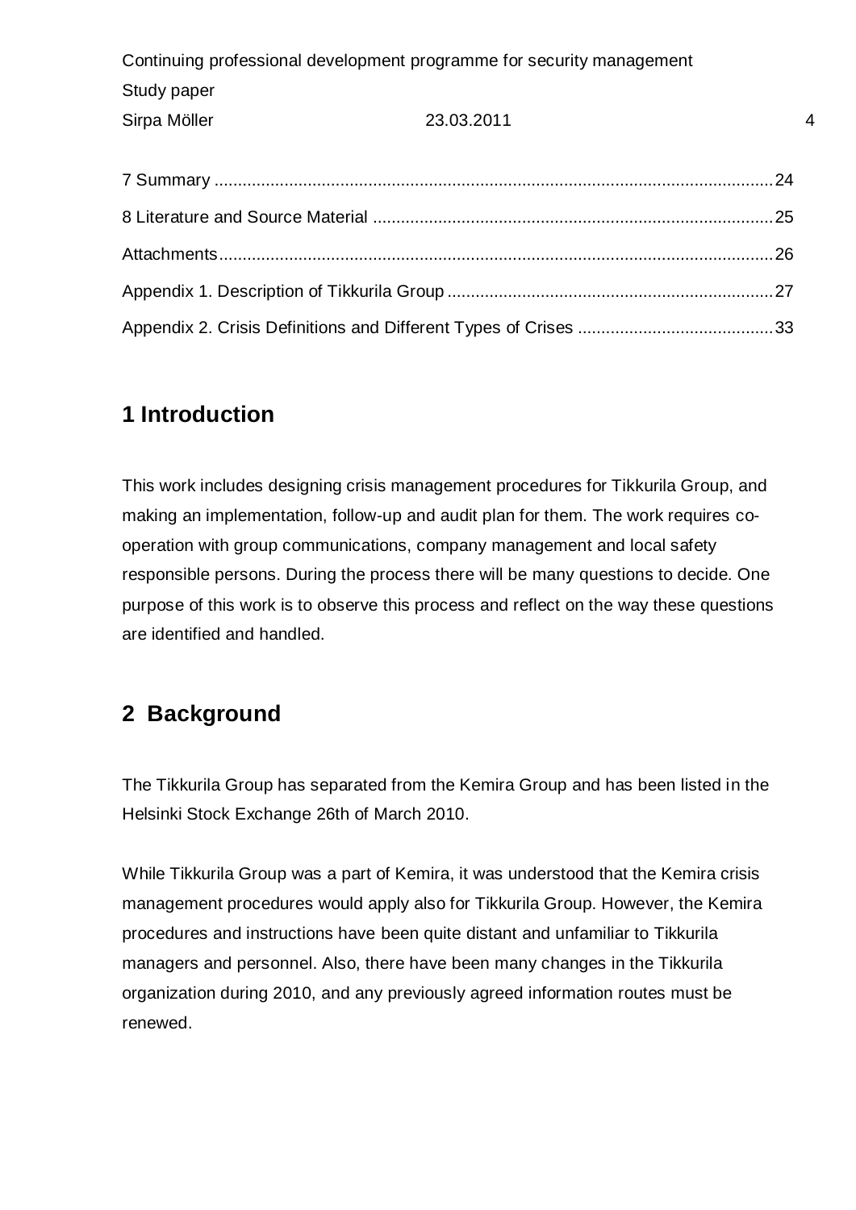7 Summary ........................................................................................................................24

8 Literature and Source Material ......................................................................................25

Attachments.......................................................................................................................26

Appendix 1. Description of Tikkurila Group .....................................................................27

Appendix 2. Crisis Definitions and Different Types of Crises ..........................................33

# 1 Introduction

This work includes designing crisis management procedures for Tikkurila Group, and making an implementation, follow-up and audit plan for them. The work requires co-operation with group communications, company management and local safety responsible persons. During the process there will be many questions to decide. One purpose of this work is to observe this process and reflect on the way these questions are identified and handled.

# 2 Background

The Tikkurila Group has separated from the Kemira Group and has been listed in the Helsinki Stock Exchange 26th of March 2010.

While Tikkurila Group was a part of Kemira, it was understood that the Kemira crisis management procedures would apply also for Tikkurila Group. However, the Kemira procedures and instructions have been quite distant and unfamiliar to Tikkurila managers and personnel. Also, there have been many changes in the Tikkurila organization during 2010, and any previously agreed information routes must be renewed.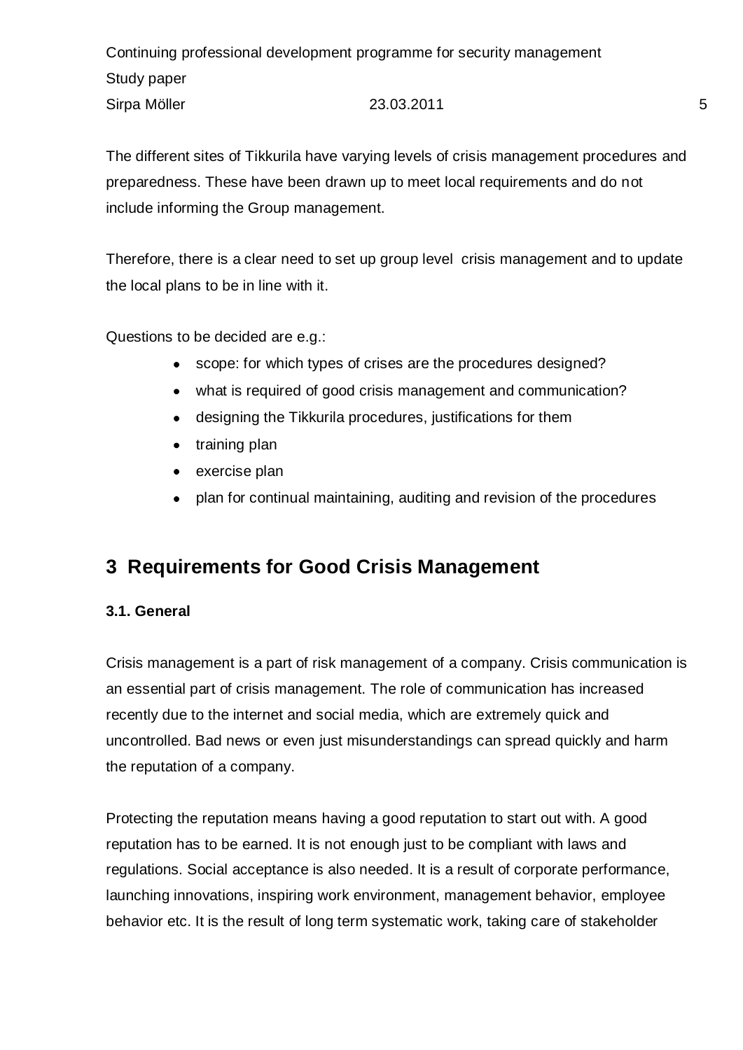The different sites of Tikkurila have varying levels of crisis management procedures and preparedness. These have been drawn up to meet local requirements and do not include informing the Group management.

Therefore, there is a clear need to set up group level crisis management and to update the local plans to be in line with it.

Questions to be decided are e.g.:

- scope: for which types of crises are the procedures designed?
- what is required of good crisis management and communication?
- designing the Tikkurila procedures, justifications for them
- training plan
- exercise plan
- plan for continual maintaining, auditing and revision of the procedures

# 3 Requirements for Good Crisis Management

### 3.1. General

Crisis management is a part of risk management of a company. Crisis communication is an essential part of crisis management. The role of communication has increased recently due to the internet and social media, which are extremely quick and uncontrolled. Bad news or even just misunderstandings can spread quickly and harm the reputation of a company.

Protecting the reputation means having a good reputation to start out with. A good reputation has to be earned. It is not enough just to be compliant with laws and regulations. Social acceptance is also needed. It is a result of corporate performance, launching innovations, inspiring work environment, management behavior, employee behavior etc. It is the result of long term systematic work, taking care of stakeholder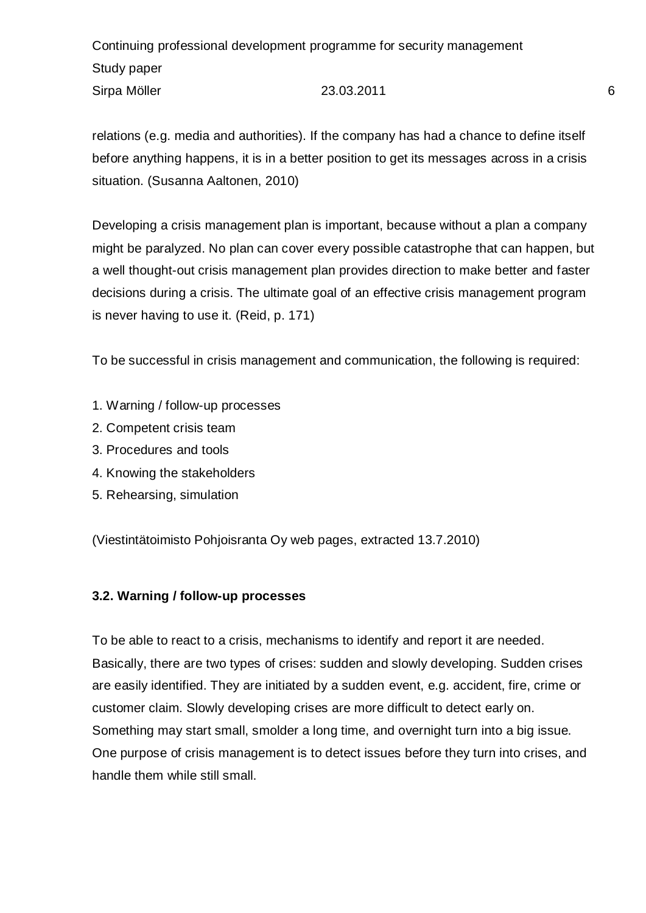relations (e.g. media and authorities). If the company has had a chance to define itself before anything happens, it is in a better position to get its messages across in a crisis situation. (Susanna Aaltonen, 2010)

Developing a crisis management plan is important, because without a plan a company might be paralyzed. No plan can cover every possible catastrophe that can happen, but a well thought-out crisis management plan provides direction to make better and faster decisions during a crisis. The ultimate goal of an effective crisis management program is never having to use it. (Reid, p. 171)

To be successful in crisis management and communication, the following is required:

1. Warning / follow-up processes
2. Competent crisis team
3. Procedures and tools
4. Knowing the stakeholders
5. Rehearsing, simulation

(Viestintätoimisto Pohjoisranta Oy web pages, extracted 13.7.2010)

### 3.2. Warning / follow-up processes

To be able to react to a crisis, mechanisms to identify and report it are needed. Basically, there are two types of crises: sudden and slowly developing. Sudden crises are easily identified. They are initiated by a sudden event, e.g. accident, fire, crime or customer claim. Slowly developing crises are more difficult to detect early on. Something may start small, smolder a long time, and overnight turn into a big issue. One purpose of crisis management is to detect issues before they turn into crises, and handle them while still small.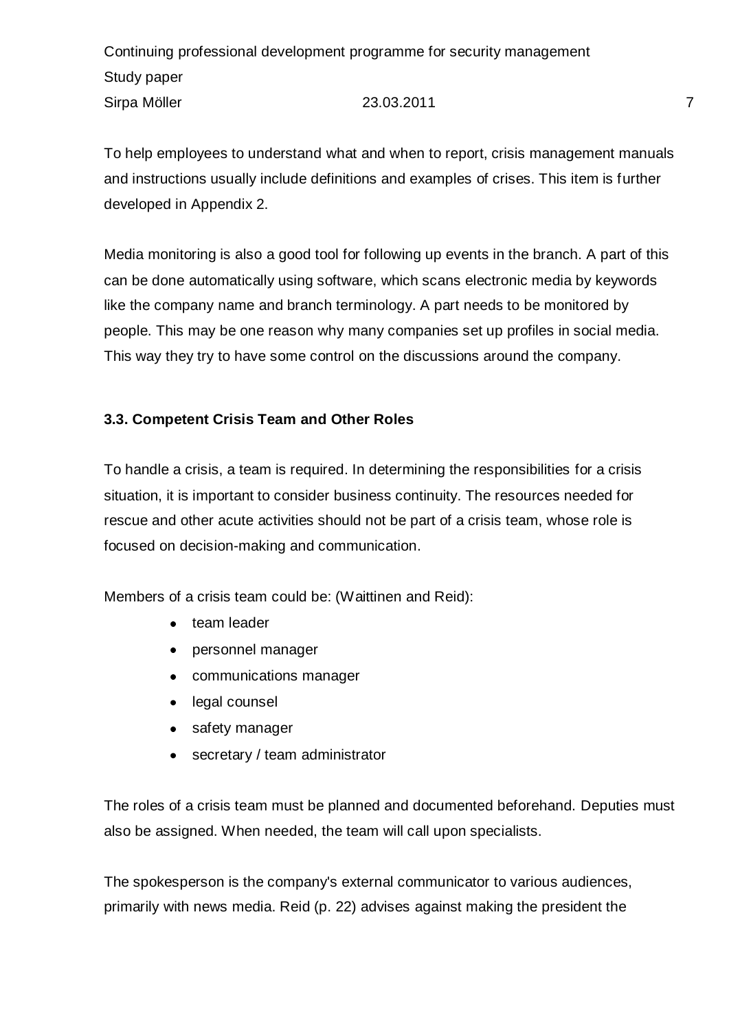To help employees to understand what and when to report, crisis management manuals and instructions usually include definitions and examples of crises. This item is further developed in Appendix 2.

Media monitoring is also a good tool for following up events in the branch. A part of this can be done automatically using software, which scans electronic media by keywords like the company name and branch terminology. A part needs to be monitored by people. This may be one reason why many companies set up profiles in social media. This way they try to have some control on the discussions around the company.

### 3.3. Competent Crisis Team and Other Roles

To handle a crisis, a team is required. In determining the responsibilities for a crisis situation, it is important to consider business continuity. The resources needed for rescue and other acute activities should not be part of a crisis team, whose role is focused on decision-making and communication.

Members of a crisis team could be: (Waittinen and Reid):

- team leader
- personnel manager
- communications manager
- legal counsel
- safety manager
- secretary / team administrator

The roles of a crisis team must be planned and documented beforehand. Deputies must also be assigned. When needed, the team will call upon specialists.

The spokesperson is the company's external communicator to various audiences, primarily with news media. Reid (p. 22) advises against making the president the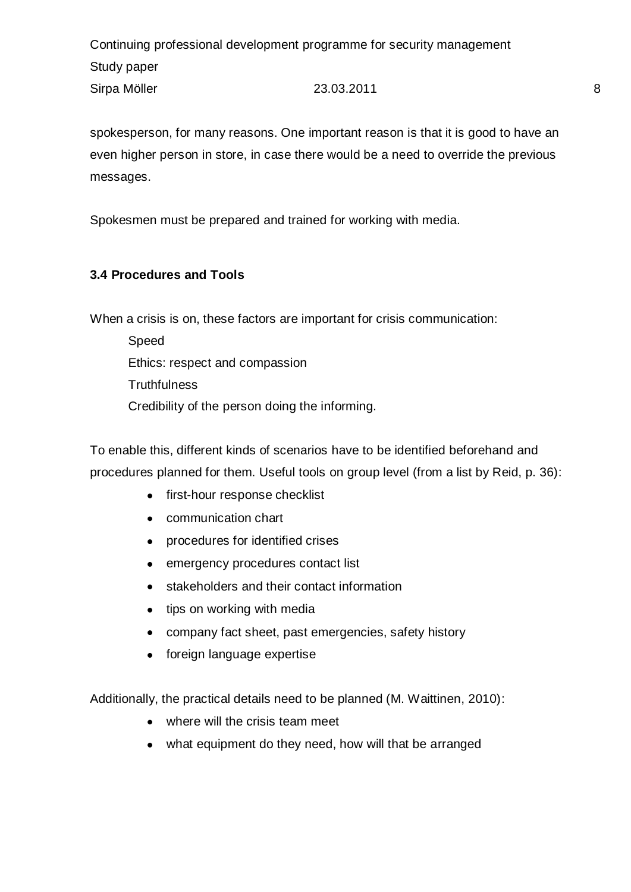spokesperson, for many reasons. One important reason is that it is good to have an even higher person in store, in case there would be a need to override the previous messages.

Spokesmen must be prepared and trained for working with media.

### 3.4 Procedures and Tools

When a crisis is on, these factors are important for crisis communication:

Speed
Ethics: respect and compassion
Truthfulness
Credibility of the person doing the informing.

To enable this, different kinds of scenarios have to be identified beforehand and procedures planned for them. Useful tools on group level (from a list by Reid, p. 36):

- first-hour response checklist
- communication chart
- procedures for identified crises
- emergency procedures contact list
- stakeholders and their contact information
- tips on working with media
- company fact sheet, past emergencies, safety history
- foreign language expertise

Additionally, the practical details need to be planned (M. Waittinen, 2010):

- where will the crisis team meet
- what equipment do they need, how will that be arranged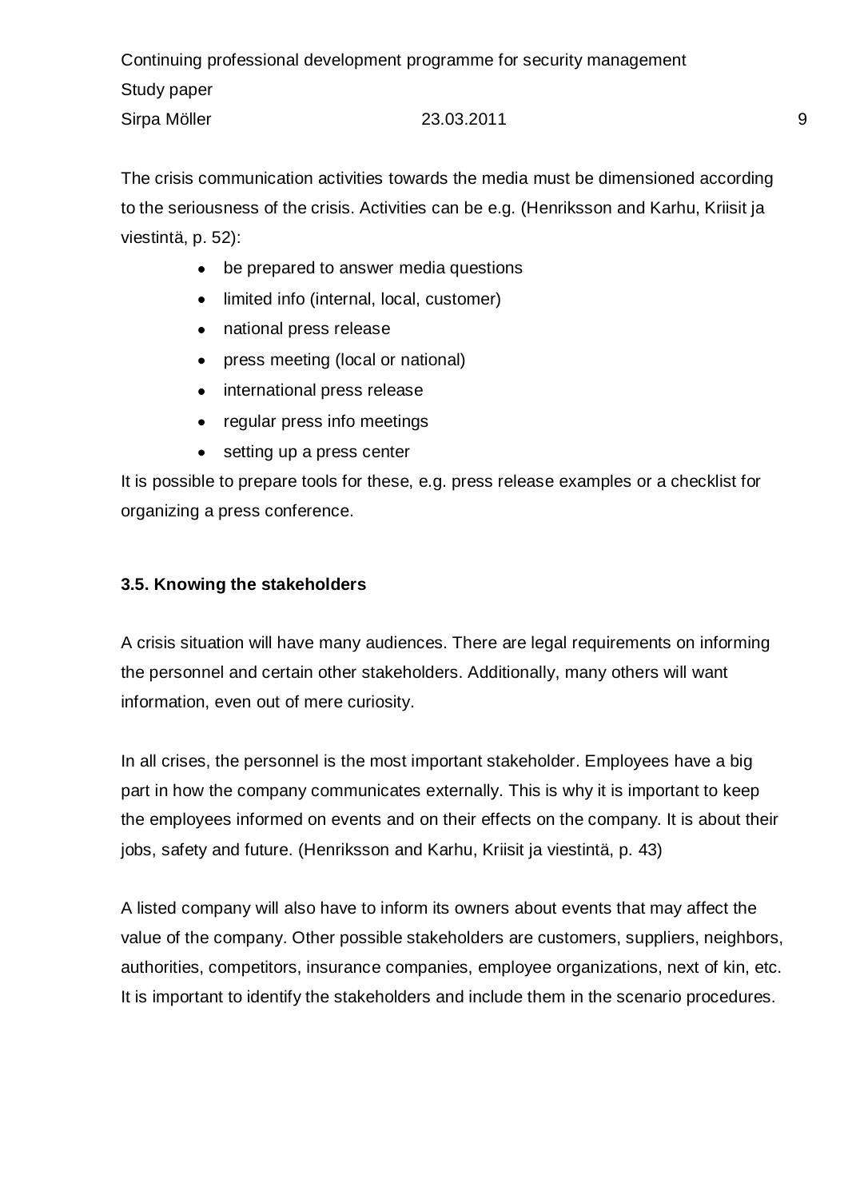The crisis communication activities towards the media must be dimensioned according to the seriousness of the crisis. Activities can be e.g. (Henriksson and Karhu, Kriisit ja viestintä, p. 52):

- be prepared to answer media questions
- limited info (internal, local, customer)
- national press release
- press meeting (local or national)
- international press release
- regular press info meetings
- setting up a press center

It is possible to prepare tools for these, e.g. press release examples or a checklist for organizing a press conference.

### 3.5. Knowing the stakeholders

A crisis situation will have many audiences. There are legal requirements on informing the personnel and certain other stakeholders. Additionally, many others will want information, even out of mere curiosity.

In all crises, the personnel is the most important stakeholder. Employees have a big part in how the company communicates externally. This is why it is important to keep the employees informed on events and on their effects on the company. It is about their jobs, safety and future. (Henriksson and Karhu, Kriisit ja viestintä, p. 43)

A listed company will also have to inform its owners about events that may affect the value of the company. Other possible stakeholders are customers, suppliers, neighbors, authorities, competitors, insurance companies, employee organizations, next of kin, etc. It is important to identify the stakeholders and include them in the scenario procedures.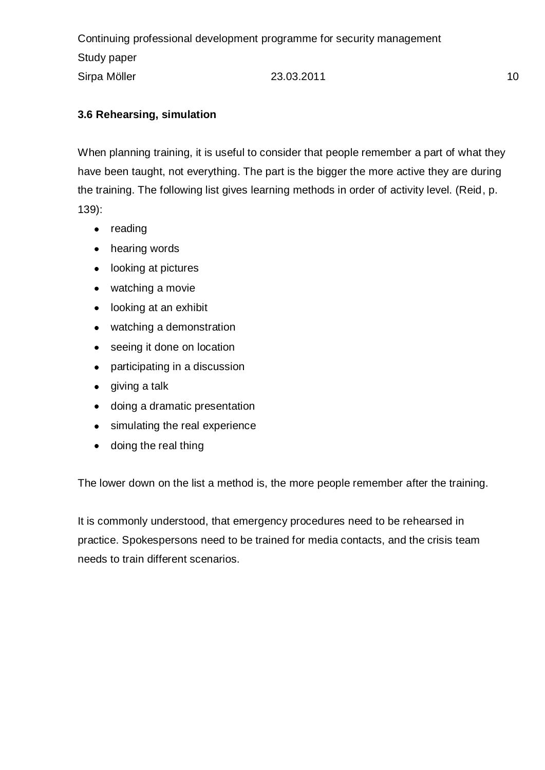### 3.6 Rehearsing, simulation

When planning training, it is useful to consider that people remember a part of what they have been taught, not everything. The part is the bigger the more active they are during the training. The following list gives learning methods in order of activity level. (Reid, p. 139):

- reading
- hearing words
- looking at pictures
- watching a movie
- looking at an exhibit
- watching a demonstration
- seeing it done on location
- participating in a discussion
- giving a talk
- doing a dramatic presentation
- simulating the real experience
- doing the real thing

The lower down on the list a method is, the more people remember after the training.

It is commonly understood, that emergency procedures need to be rehearsed in practice. Spokespersons need to be trained for media contacts, and the crisis team needs to train different scenarios.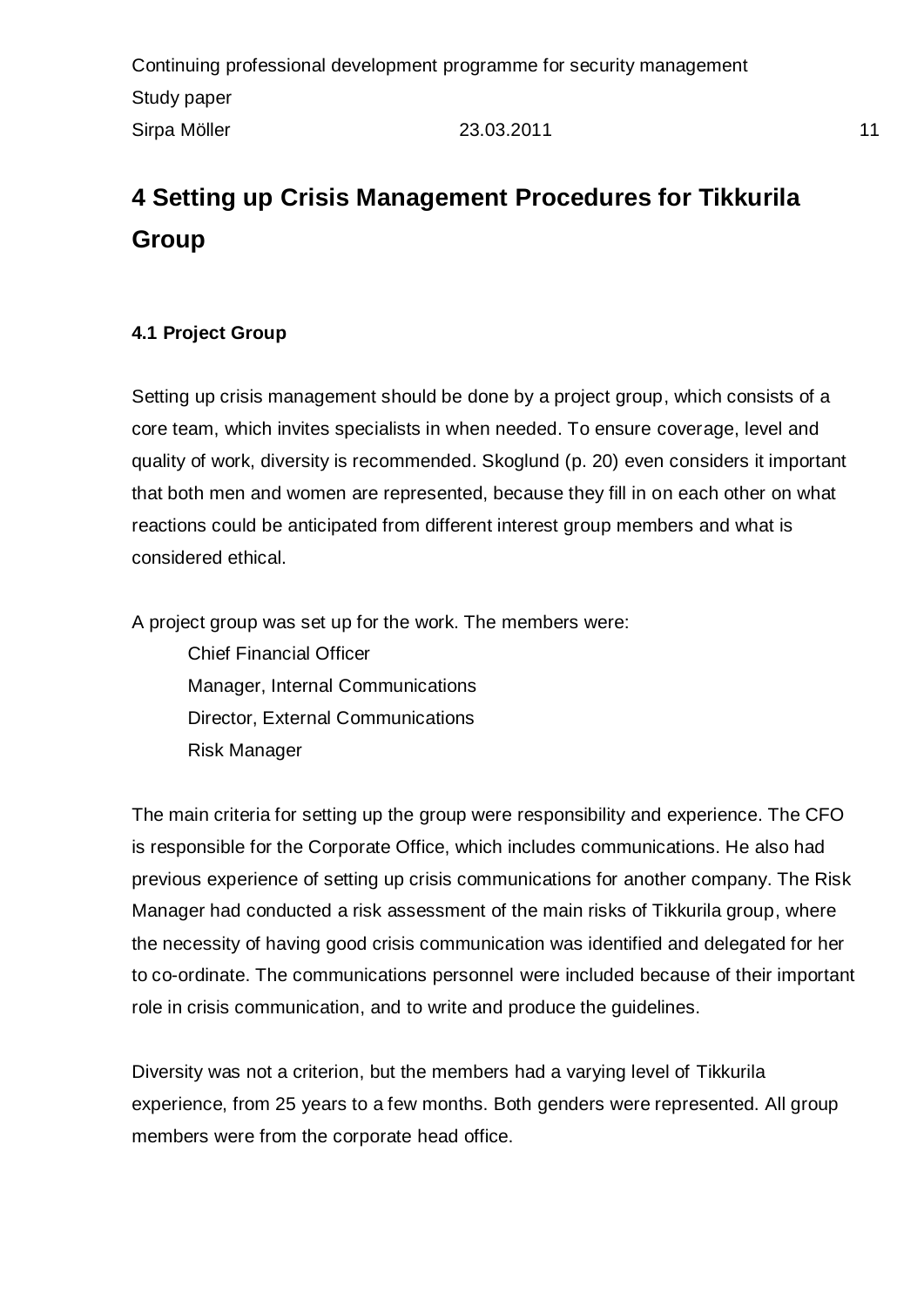# 4 Setting up Crisis Management Procedures for Tikkurila Group

### 4.1 Project Group

Setting up crisis management should be done by a project group, which consists of a core team, which invites specialists in when needed. To ensure coverage, level and quality of work, diversity is recommended. Skoglund (p. 20) even considers it important that both men and women are represented, because they fill in on each other on what reactions could be anticipated from different interest group members and what is considered ethical.

A project group was set up for the work. The members were:

- Chief Financial Officer
- Manager, Internal Communications
- Director, External Communications
- Risk Manager

The main criteria for setting up the group were responsibility and experience. The CFO is responsible for the Corporate Office, which includes communications. He also had previous experience of setting up crisis communications for another company. The Risk Manager had conducted a risk assessment of the main risks of Tikkurila group, where the necessity of having good crisis communication was identified and delegated for her to co-ordinate. The communications personnel were included because of their important role in crisis communication, and to write and produce the guidelines.

Diversity was not a criterion, but the members had a varying level of Tikkurila experience, from 25 years to a few months. Both genders were represented. All group members were from the corporate head office.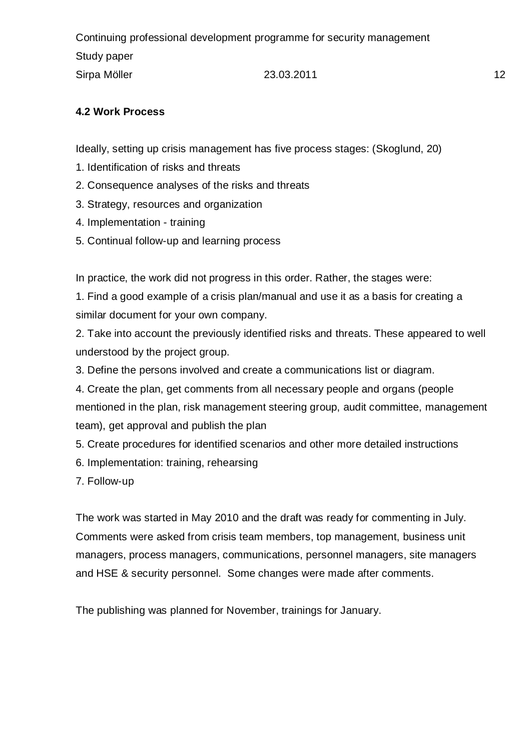### 4.2 Work Process

Ideally, setting up crisis management has five process stages: (Skoglund, 20)

1. Identification of risks and threats
2. Consequence analyses of the risks and threats
3. Strategy, resources and organization
4. Implementation - training
5. Continual follow-up and learning process

In practice, the work did not progress in this order. Rather, the stages were:

1. Find a good example of a crisis plan/manual and use it as a basis for creating a similar document for your own company.
2. Take into account the previously identified risks and threats. These appeared to well understood by the project group.
3. Define the persons involved and create a communications list or diagram.
4. Create the plan, get comments from all necessary people and organs (people mentioned in the plan, risk management steering group, audit committee, management team), get approval and publish the plan
5. Create procedures for identified scenarios and other more detailed instructions
6. Implementation: training, rehearsing
7. Follow-up

The work was started in May 2010 and the draft was ready for commenting in July. Comments were asked from crisis team members, top management, business unit managers, process managers, communications, personnel managers, site managers and HSE & security personnel. Some changes were made after comments.

The publishing was planned for November, trainings for January.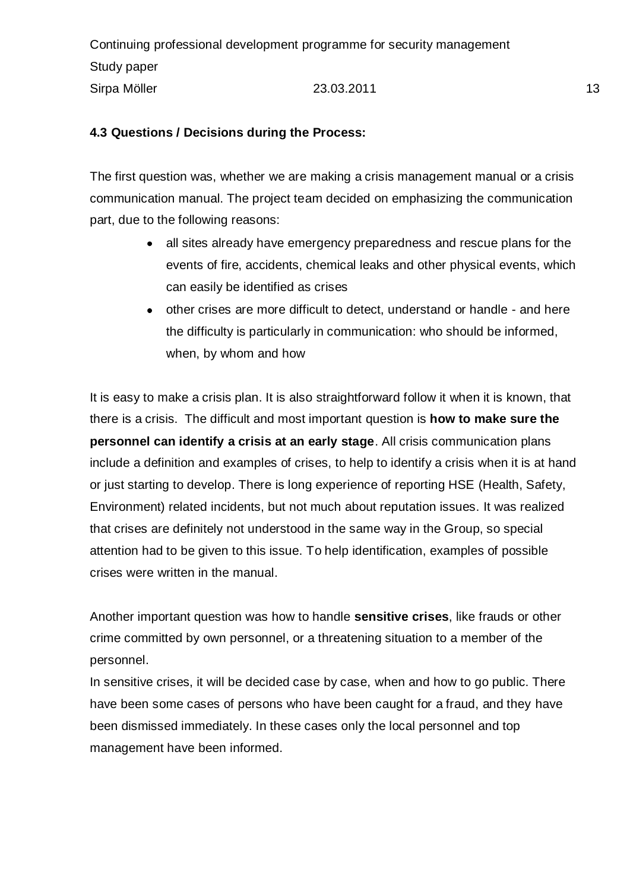### 4.3 Questions / Decisions during the Process:

The first question was, whether we are making a crisis management manual or a crisis communication manual. The project team decided on emphasizing the communication part, due to the following reasons:

- all sites already have emergency preparedness and rescue plans for the events of fire, accidents, chemical leaks and other physical events, which can easily be identified as crises
- other crises are more difficult to detect, understand or handle - and here the difficulty is particularly in communication: who should be informed, when, by whom and how

It is easy to make a crisis plan. It is also straightforward follow it when it is known, that there is a crisis. The difficult and most important question is **how to make sure the personnel can identify a crisis at an early stage**. All crisis communication plans include a definition and examples of crises, to help to identify a crisis when it is at hand or just starting to develop. There is long experience of reporting HSE (Health, Safety, Environment) related incidents, but not much about reputation issues. It was realized that crises are definitely not understood in the same way in the Group, so special attention had to be given to this issue. To help identification, examples of possible crises were written in the manual.

Another important question was how to handle **sensitive crises**, like frauds or other crime committed by own personnel, or a threatening situation to a member of the personnel.

In sensitive crises, it will be decided case by case, when and how to go public. There have been some cases of persons who have been caught for a fraud, and they have been dismissed immediately. In these cases only the local personnel and top management have been informed.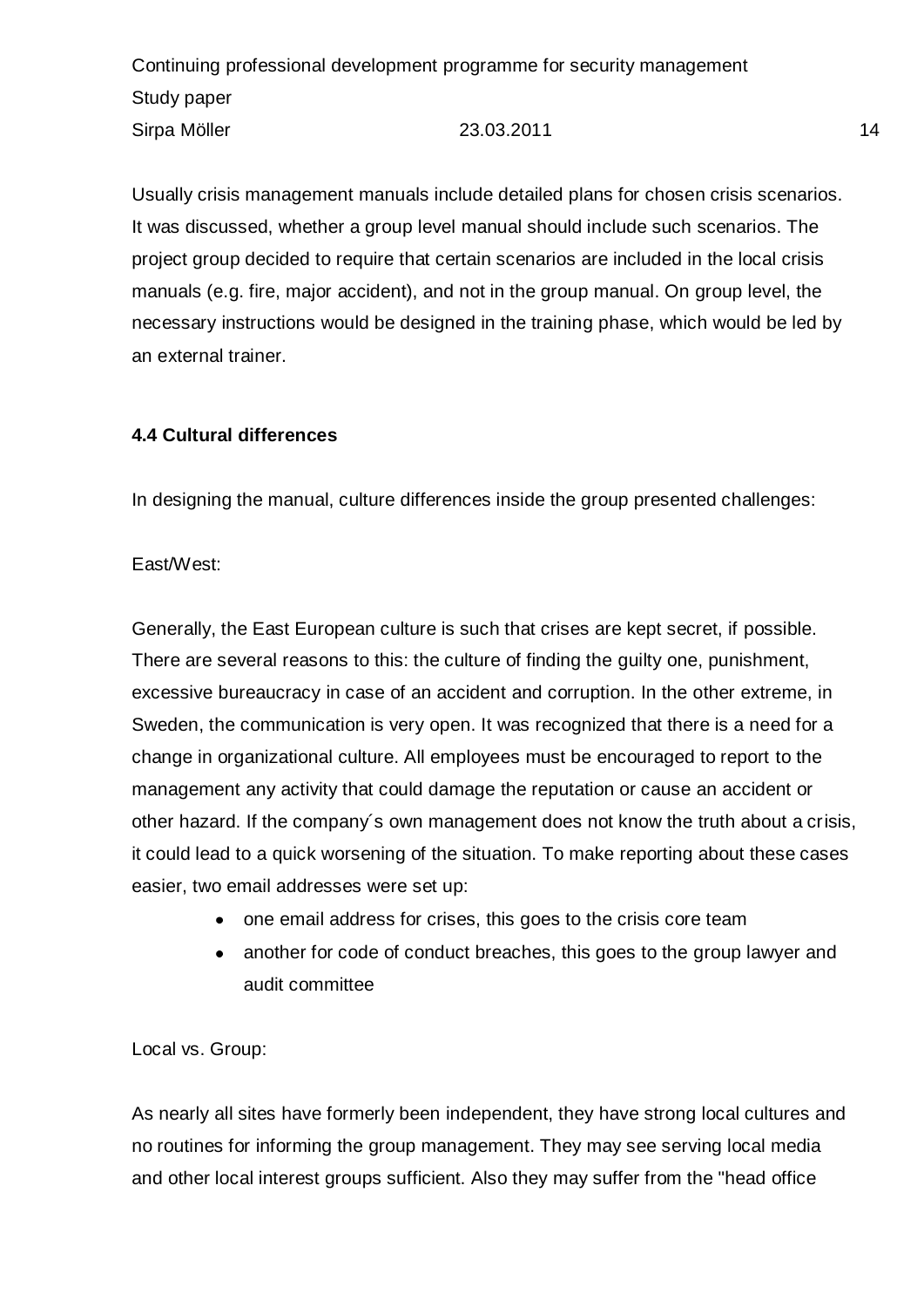Usually crisis management manuals include detailed plans for chosen crisis scenarios. It was discussed, whether a group level manual should include such scenarios. The project group decided to require that certain scenarios are included in the local crisis manuals (e.g. fire, major accident), and not in the group manual. On group level, the necessary instructions would be designed in the training phase, which would be led by an external trainer.

### 4.4 Cultural differences

In designing the manual, culture differences inside the group presented challenges:

East/West:

Generally, the East European culture is such that crises are kept secret, if possible. There are several reasons to this: the culture of finding the guilty one, punishment, excessive bureaucracy in case of an accident and corruption. In the other extreme, in Sweden, the communication is very open. It was recognized that there is a need for a change in organizational culture. All employees must be encouraged to report to the management any activity that could damage the reputation or cause an accident or other hazard. If the company´s own management does not know the truth about a crisis, it could lead to a quick worsening of the situation. To make reporting about these cases easier, two email addresses were set up:

- one email address for crises, this goes to the crisis core team
- another for code of conduct breaches, this goes to the group lawyer and audit committee

Local vs. Group:

As nearly all sites have formerly been independent, they have strong local cultures and no routines for informing the group management. They may see serving local media and other local interest groups sufficient. Also they may suffer from the "head office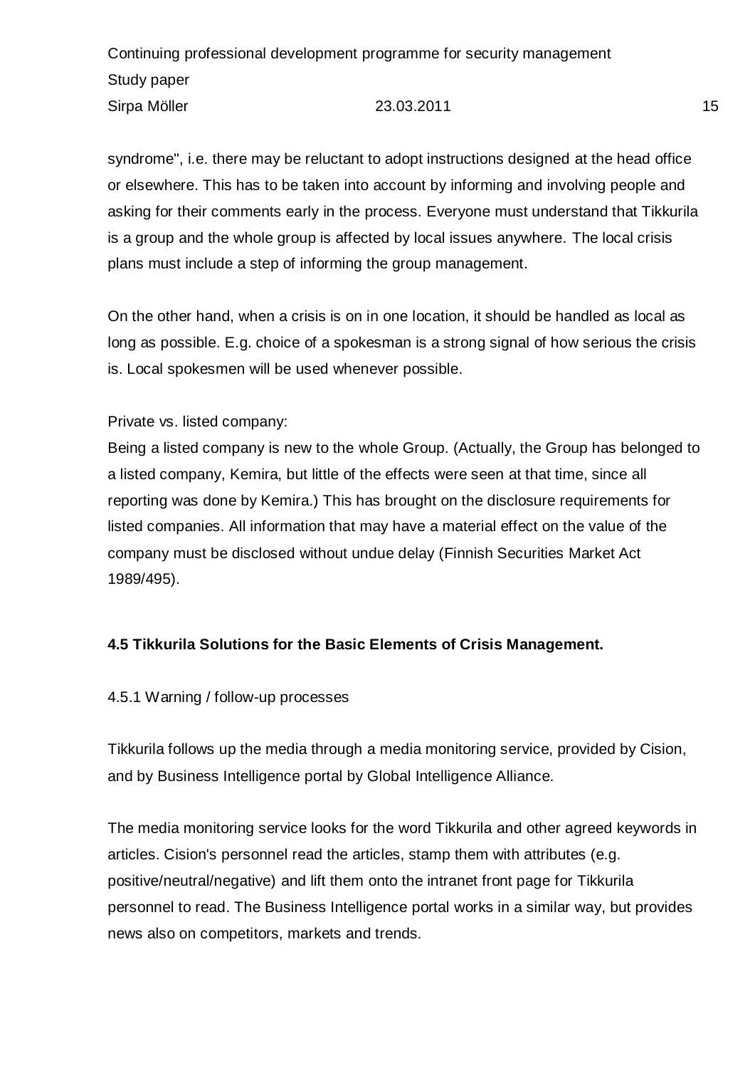syndrome", i.e. there may be reluctant to adopt instructions designed at the head office or elsewhere. This has to be taken into account by informing and involving people and asking for their comments early in the process. Everyone must understand that Tikkurila is a group and the whole group is affected by local issues anywhere. The local crisis plans must include a step of informing the group management.

On the other hand, when a crisis is on in one location, it should be handled as local as long as possible. E.g. choice of a spokesman is a strong signal of how serious the crisis is. Local spokesmen will be used whenever possible.

Private vs. listed company:
Being a listed company is new to the whole Group. (Actually, the Group has belonged to a listed company, Kemira, but little of the effects were seen at that time, since all reporting was done by Kemira.) This has brought on the disclosure requirements for listed companies. All information that may have a material effect on the value of the company must be disclosed without undue delay (Finnish Securities Market Act 1989/495).

### 4.5 Tikkurila Solutions for the Basic Elements of Crisis Management.

#### 4.5.1 Warning / follow-up processes

Tikkurila follows up the media through a media monitoring service, provided by Cision, and by Business Intelligence portal by Global Intelligence Alliance.

The media monitoring service looks for the word Tikkurila and other agreed keywords in articles. Cision's personnel read the articles, stamp them with attributes (e.g. positive/neutral/negative) and lift them onto the intranet front page for Tikkurila personnel to read. The Business Intelligence portal works in a similar way, but provides news also on competitors, markets and trends.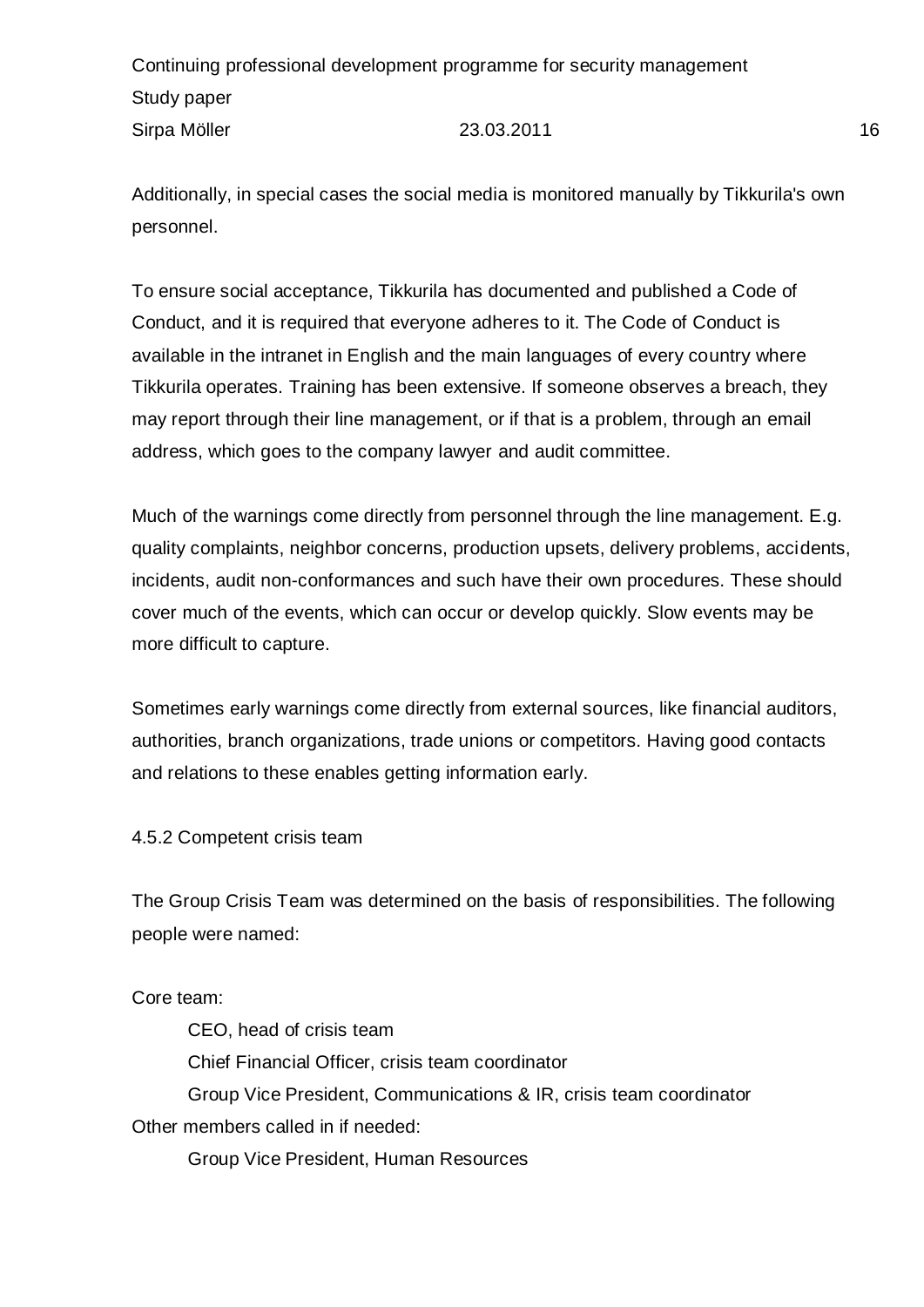Additionally, in special cases the social media is monitored manually by Tikkurila's own personnel.

To ensure social acceptance, Tikkurila has documented and published a Code of Conduct, and it is required that everyone adheres to it. The Code of Conduct is available in the intranet in English and the main languages of every country where Tikkurila operates. Training has been extensive. If someone observes a breach, they may report through their line management, or if that is a problem, through an email address, which goes to the company lawyer and audit committee.

Much of the warnings come directly from personnel through the line management. E.g. quality complaints, neighbor concerns, production upsets, delivery problems, accidents, incidents, audit non-conformances and such have their own procedures. These should cover much of the events, which can occur or develop quickly. Slow events may be more difficult to capture.

Sometimes early warnings come directly from external sources, like financial auditors, authorities, branch organizations, trade unions or competitors. Having good contacts and relations to these enables getting information early.

#### 4.5.2 Competent crisis team

The Group Crisis Team was determined on the basis of responsibilities. The following people were named:

Core team:

- CEO, head of crisis team
- Chief Financial Officer, crisis team coordinator
- Group Vice President, Communications & IR, crisis team coordinator

Other members called in if needed:

- Group Vice President, Human Resources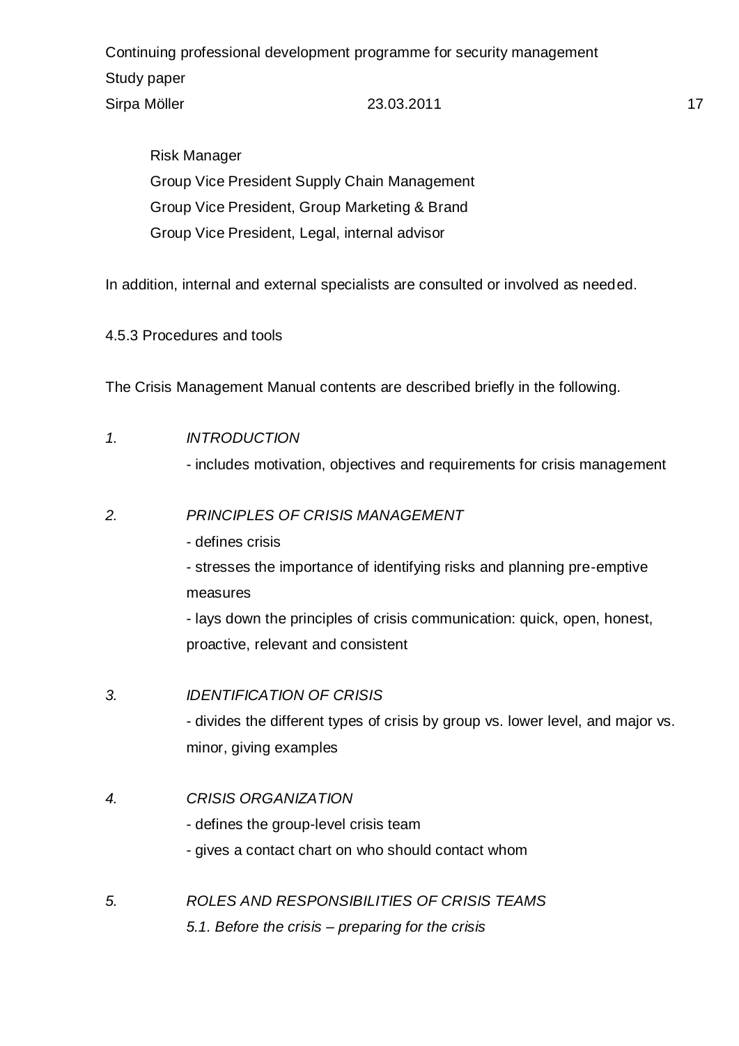Risk Manager
Group Vice President Supply Chain Management
Group Vice President, Group Marketing & Brand
Group Vice President, Legal, internal advisor

In addition, internal and external specialists are consulted or involved as needed.

4.5.3 Procedures and tools

The Crisis Management Manual contents are described briefly in the following.

1. *INTRODUCTION*
   - includes motivation, objectives and requirements for crisis management

2. *PRINCIPLES OF CRISIS MANAGEMENT*
   - defines crisis
   - stresses the importance of identifying risks and planning pre-emptive measures
   - lays down the principles of crisis communication: quick, open, honest, proactive, relevant and consistent

3. *IDENTIFICATION OF CRISIS*
   - divides the different types of crisis by group vs. lower level, and major vs. minor, giving examples

4. *CRISIS ORGANIZATION*
   - defines the group-level crisis team
   - gives a contact chart on who should contact whom

5. *ROLES AND RESPONSIBILITIES OF CRISIS TEAMS*
   *5.1. Before the crisis – preparing for the crisis*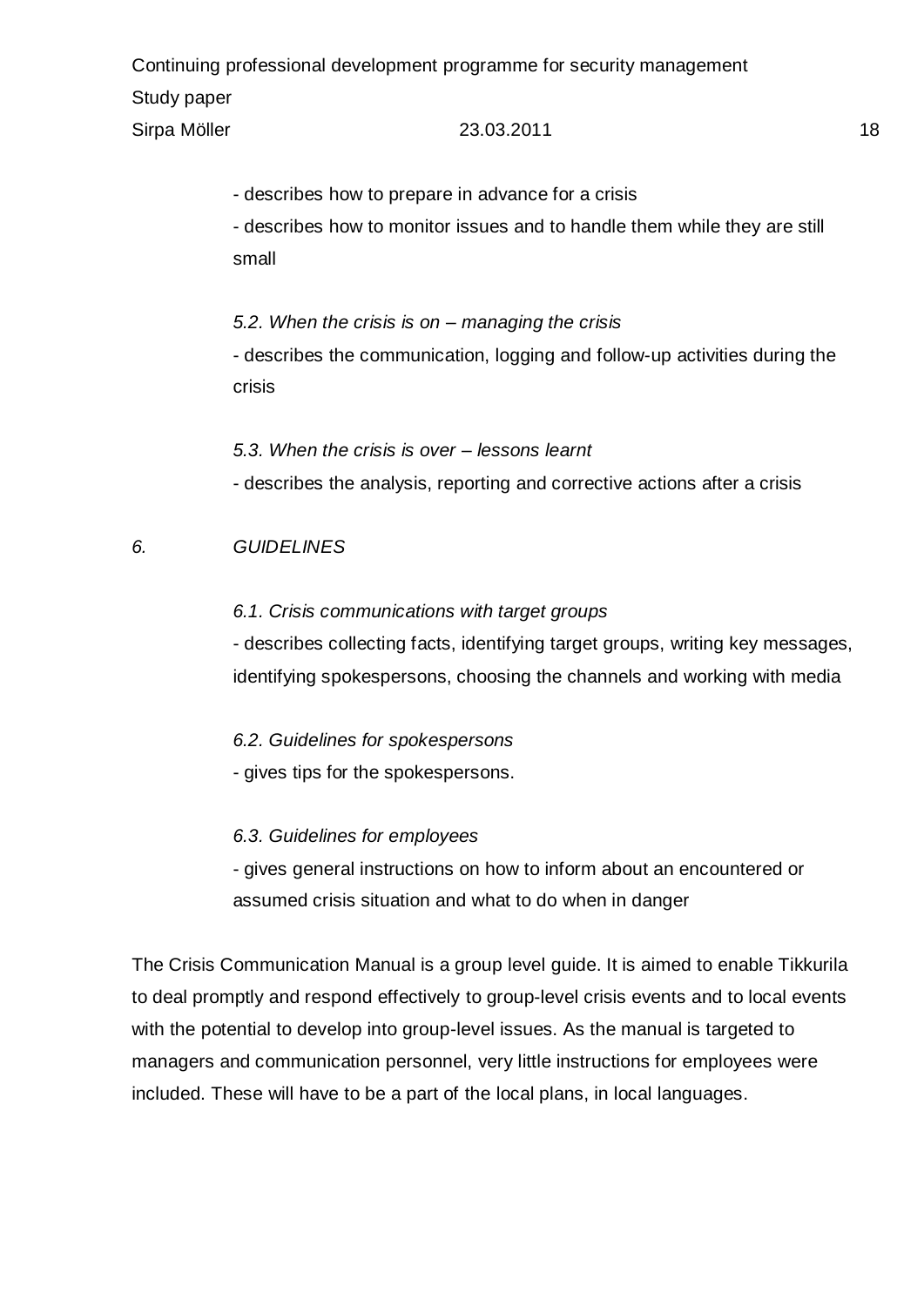- describes how to prepare in advance for a crisis

- describes how to monitor issues and to handle them while they are still small

*5.2. When the crisis is on – managing the crisis*

- describes the communication, logging and follow-up activities during the crisis

*5.3. When the crisis is over – lessons learnt*

- describes the analysis, reporting and corrective actions after a crisis

*6. GUIDELINES*

*6.1. Crisis communications with target groups*

- describes collecting facts, identifying target groups, writing key messages, identifying spokespersons, choosing the channels and working with media

*6.2. Guidelines for spokespersons*

- gives tips for the spokespersons.

*6.3. Guidelines for employees*

- gives general instructions on how to inform about an encountered or assumed crisis situation and what to do when in danger

The Crisis Communication Manual is a group level guide. It is aimed to enable Tikkurila to deal promptly and respond effectively to group-level crisis events and to local events with the potential to develop into group-level issues. As the manual is targeted to managers and communication personnel, very little instructions for employees were included. These will have to be a part of the local plans, in local languages.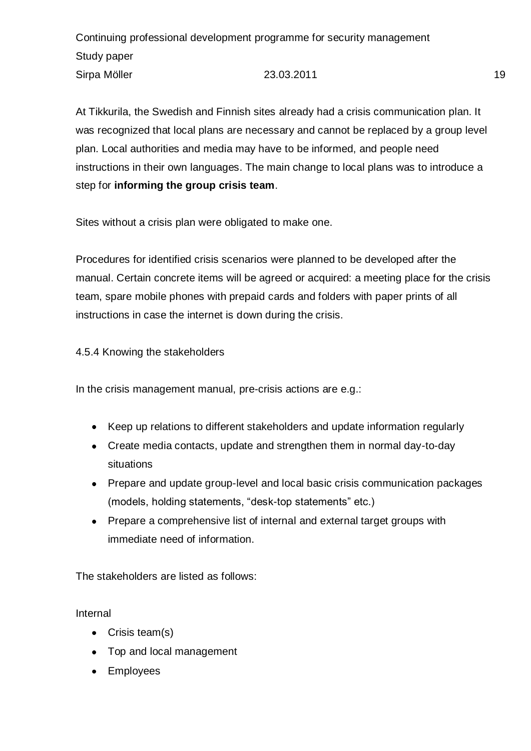At Tikkurila, the Swedish and Finnish sites already had a crisis communication plan. It was recognized that local plans are necessary and cannot be replaced by a group level plan. Local authorities and media may have to be informed, and people need instructions in their own languages. The main change to local plans was to introduce a step for **informing the group crisis team**.

Sites without a crisis plan were obligated to make one.

Procedures for identified crisis scenarios were planned to be developed after the manual. Certain concrete items will be agreed or acquired: a meeting place for the crisis team, spare mobile phones with prepaid cards and folders with paper prints of all instructions in case the internet is down during the crisis.

#### 4.5.4 Knowing the stakeholders

In the crisis management manual, pre-crisis actions are e.g.:

- Keep up relations to different stakeholders and update information regularly
- Create media contacts, update and strengthen them in normal day-to-day situations
- Prepare and update group-level and local basic crisis communication packages (models, holding statements, “desk-top statements” etc.)
- Prepare a comprehensive list of internal and external target groups with immediate need of information.

The stakeholders are listed as follows:

Internal

- Crisis team(s)
- Top and local management
- Employees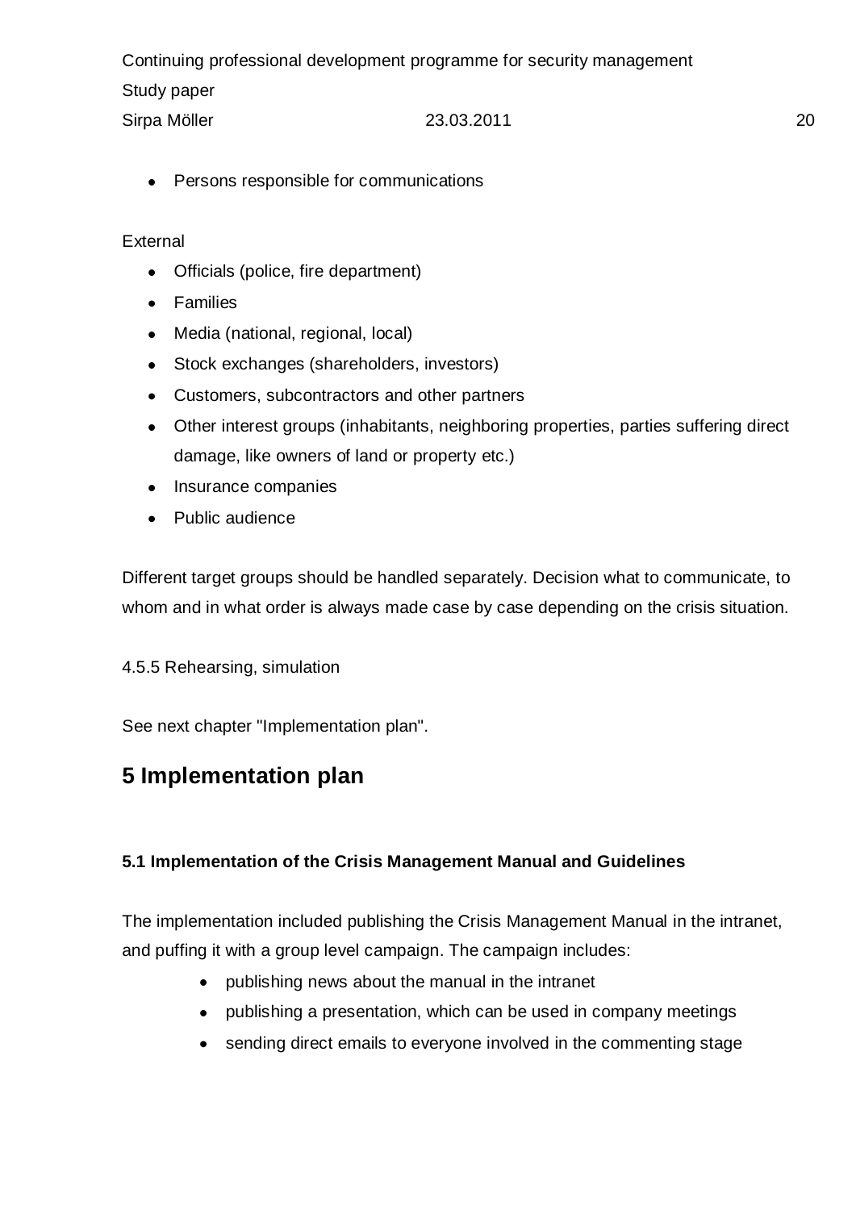- Persons responsible for communications

External

- Officials (police, fire department)
- Families
- Media (national, regional, local)
- Stock exchanges (shareholders, investors)
- Customers, subcontractors and other partners
- Other interest groups (inhabitants, neighboring properties, parties suffering direct damage, like owners of land or property etc.)
- Insurance companies
- Public audience

Different target groups should be handled separately. Decision what to communicate, to whom and in what order is always made case by case depending on the crisis situation.

4.5.5 Rehearsing, simulation

See next chapter "Implementation plan".

# 5 Implementation plan

### 5.1 Implementation of the Crisis Management Manual and Guidelines

The implementation included publishing the Crisis Management Manual in the intranet, and puffing it with a group level campaign. The campaign includes:

- publishing news about the manual in the intranet
- publishing a presentation, which can be used in company meetings
- sending direct emails to everyone involved in the commenting stage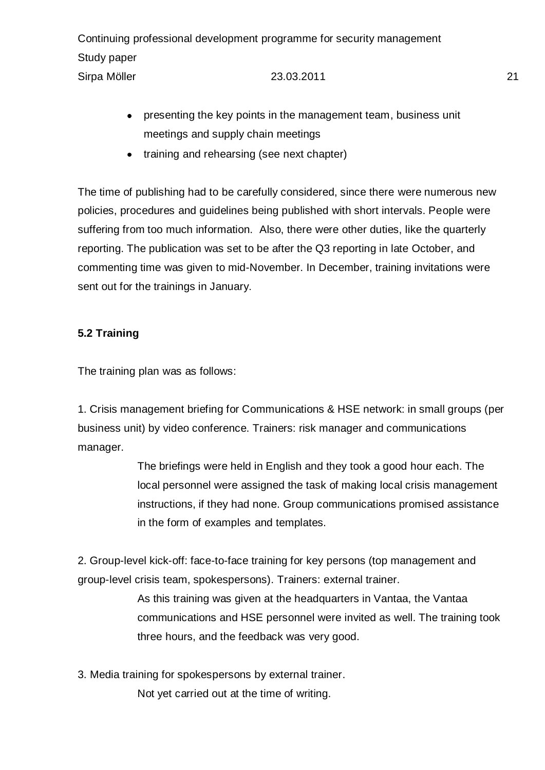- presenting the key points in the management team, business unit meetings and supply chain meetings
- training and rehearsing (see next chapter)

The time of publishing had to be carefully considered, since there were numerous new policies, procedures and guidelines being published with short intervals. People were suffering from too much information. Also, there were other duties, like the quarterly reporting. The publication was set to be after the Q3 reporting in late October, and commenting time was given to mid-November. In December, training invitations were sent out for the trainings in January.

**5.2 Training**

The training plan was as follows:

1. Crisis management briefing for Communications & HSE network: in small groups (per business unit) by video conference. Trainers: risk manager and communications manager.

   The briefings were held in English and they took a good hour each. The local personnel were assigned the task of making local crisis management instructions, if they had none. Group communications promised assistance in the form of examples and templates.

2. Group-level kick-off: face-to-face training for key persons (top management and group-level crisis team, spokespersons). Trainers: external trainer.

   As this training was given at the headquarters in Vantaa, the Vantaa communications and HSE personnel were invited as well. The training took three hours, and the feedback was very good.

3. Media training for spokespersons by external trainer.

   Not yet carried out at the time of writing.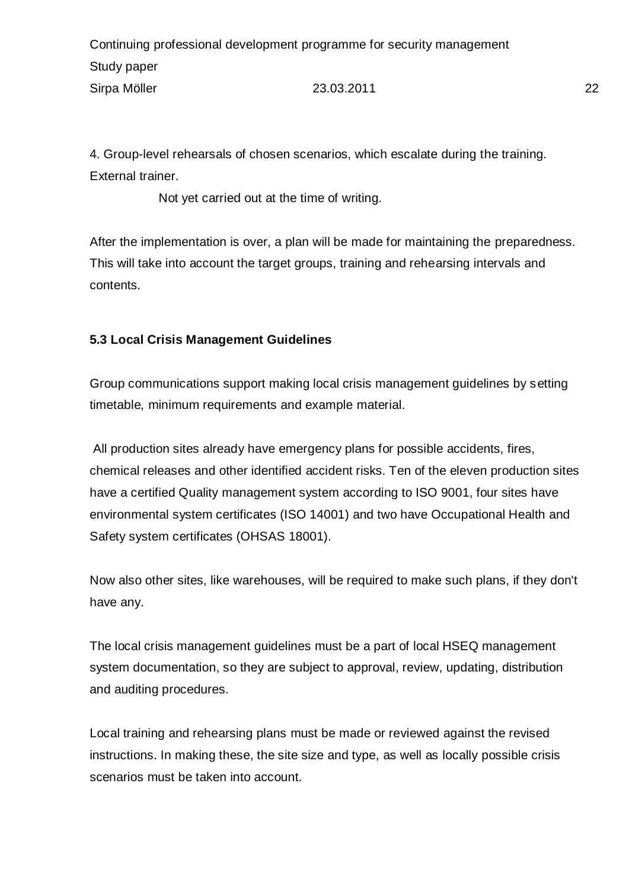4. Group-level rehearsals of chosen scenarios, which escalate during the training. External trainer.

Not yet carried out at the time of writing.

After the implementation is over, a plan will be made for maintaining the preparedness. This will take into account the target groups, training and rehearsing intervals and contents.

### 5.3 Local Crisis Management Guidelines

Group communications support making local crisis management guidelines by setting timetable, minimum requirements and example material.

All production sites already have emergency plans for possible accidents, fires, chemical releases and other identified accident risks. Ten of the eleven production sites have a certified Quality management system according to ISO 9001, four sites have environmental system certificates (ISO 14001) and two have Occupational Health and Safety system certificates (OHSAS 18001).

Now also other sites, like warehouses, will be required to make such plans, if they don't have any.

The local crisis management guidelines must be a part of local HSEQ management system documentation, so they are subject to approval, review, updating, distribution and auditing procedures.

Local training and rehearsing plans must be made or reviewed against the revised instructions. In making these, the site size and type, as well as locally possible crisis scenarios must be taken into account.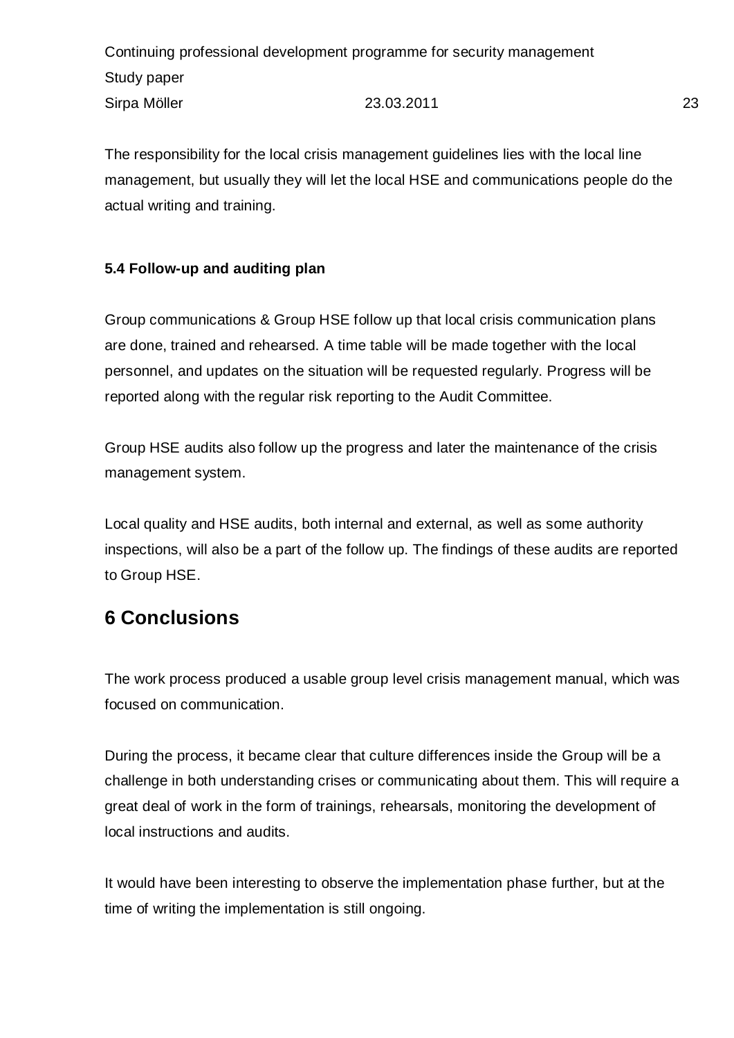The responsibility for the local crisis management guidelines lies with the local line management, but usually they will let the local HSE and communications people do the actual writing and training.

### 5.4 Follow-up and auditing plan

Group communications & Group HSE follow up that local crisis communication plans are done, trained and rehearsed. A time table will be made together with the local personnel, and updates on the situation will be requested regularly. Progress will be reported along with the regular risk reporting to the Audit Committee.

Group HSE audits also follow up the progress and later the maintenance of the crisis management system.

Local quality and HSE audits, both internal and external, as well as some authority inspections, will also be a part of the follow up. The findings of these audits are reported to Group HSE.

## 6 Conclusions

The work process produced a usable group level crisis management manual, which was focused on communication.

During the process, it became clear that culture differences inside the Group will be a challenge in both understanding crises or communicating about them. This will require a great deal of work in the form of trainings, rehearsals, monitoring the development of local instructions and audits.

It would have been interesting to observe the implementation phase further, but at the time of writing the implementation is still ongoing.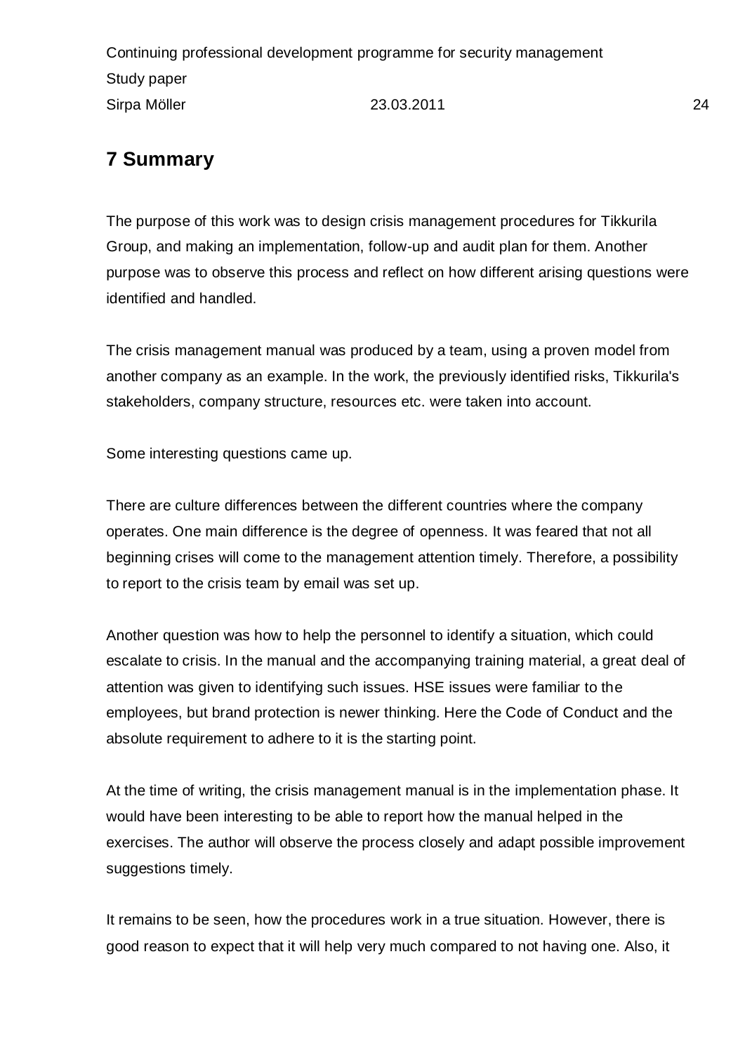# 7 Summary

The purpose of this work was to design crisis management procedures for Tikkurila Group, and making an implementation, follow-up and audit plan for them. Another purpose was to observe this process and reflect on how different arising questions were identified and handled.

The crisis management manual was produced by a team, using a proven model from another company as an example. In the work, the previously identified risks, Tikkurila's stakeholders, company structure, resources etc. were taken into account.

Some interesting questions came up.

There are culture differences between the different countries where the company operates. One main difference is the degree of openness. It was feared that not all beginning crises will come to the management attention timely. Therefore, a possibility to report to the crisis team by email was set up.

Another question was how to help the personnel to identify a situation, which could escalate to crisis. In the manual and the accompanying training material, a great deal of attention was given to identifying such issues. HSE issues were familiar to the employees, but brand protection is newer thinking. Here the Code of Conduct and the absolute requirement to adhere to it is the starting point.

At the time of writing, the crisis management manual is in the implementation phase. It would have been interesting to be able to report how the manual helped in the exercises. The author will observe the process closely and adapt possible improvement suggestions timely.

It remains to be seen, how the procedures work in a true situation. However, there is good reason to expect that it will help very much compared to not having one. Also, it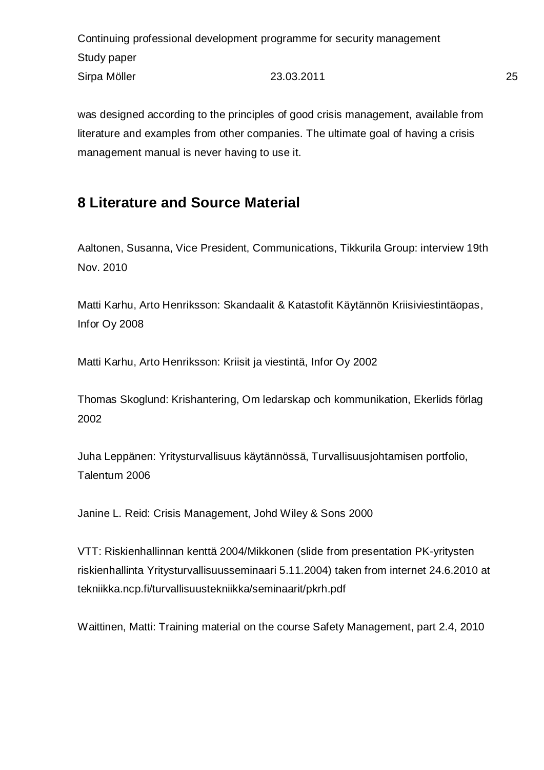was designed according to the principles of good crisis management, available from literature and examples from other companies. The ultimate goal of having a crisis management manual is never having to use it.

## 8 Literature and Source Material

Aaltonen, Susanna, Vice President, Communications, Tikkurila Group: interview 19th Nov. 2010

Matti Karhu, Arto Henriksson: Skandaalit & Katastofit Käytännön Kriisiviestintäopas, Infor Oy 2008

Matti Karhu, Arto Henriksson: Kriisit ja viestintä, Infor Oy 2002

Thomas Skoglund: Krishantering, Om ledarskap och kommunikation, Ekerlids förlag 2002

Juha Leppänen: Yritysturvallisuus käytännössä, Turvallisuusjohtamisen portfolio, Talentum 2006

Janine L. Reid: Crisis Management, Johd Wiley & Sons 2000

VTT: Riskienhallinnan kenttä 2004/Mikkonen (slide from presentation PK-yritysten riskienhallinta Yritysturvallisuusseminaari 5.11.2004) taken from internet 24.6.2010 at tekniikka.ncp.fi/turvallisuustekniikka/seminaarit/pkrh.pdf

Waittinen, Matti: Training material on the course Safety Management, part 2.4, 2010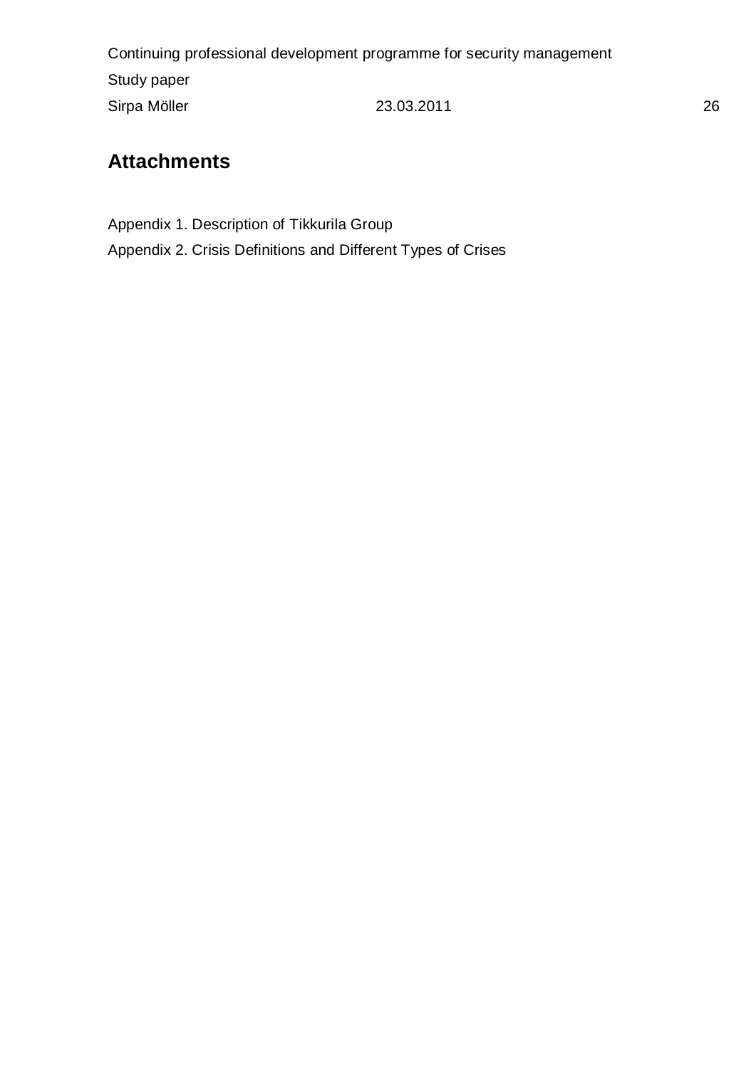## Attachments

Appendix 1. Description of Tikkurila Group

Appendix 2. Crisis Definitions and Different Types of Crises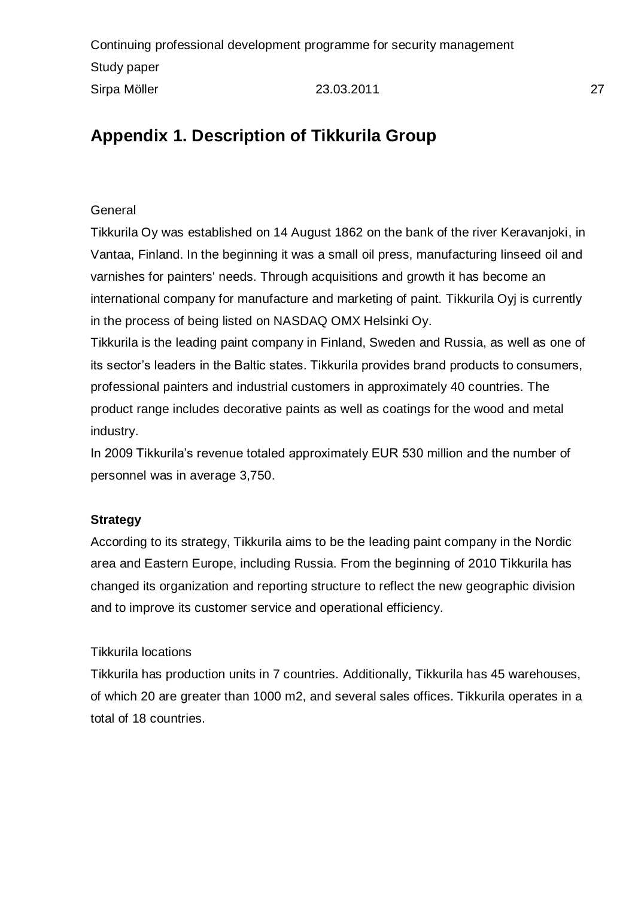## Appendix 1. Description of Tikkurila Group

General

Tikkurila Oy was established on 14 August 1862 on the bank of the river Keravanjoki, in Vantaa, Finland. In the beginning it was a small oil press, manufacturing linseed oil and varnishes for painters' needs. Through acquisitions and growth it has become an international company for manufacture and marketing of paint. Tikkurila Oyj is currently in the process of being listed on NASDAQ OMX Helsinki Oy.

Tikkurila is the leading paint company in Finland, Sweden and Russia, as well as one of its sector's leaders in the Baltic states. Tikkurila provides brand products to consumers, professional painters and industrial customers in approximately 40 countries. The product range includes decorative paints as well as coatings for the wood and metal industry.

In 2009 Tikkurila's revenue totaled approximately EUR 530 million and the number of personnel was in average 3,750.

**Strategy**

According to its strategy, Tikkurila aims to be the leading paint company in the Nordic area and Eastern Europe, including Russia. From the beginning of 2010 Tikkurila has changed its organization and reporting structure to reflect the new geographic division and to improve its customer service and operational efficiency.

Tikkurila locations

Tikkurila has production units in 7 countries. Additionally, Tikkurila has 45 warehouses, of which 20 are greater than 1000 m2, and several sales offices. Tikkurila operates in a total of 18 countries.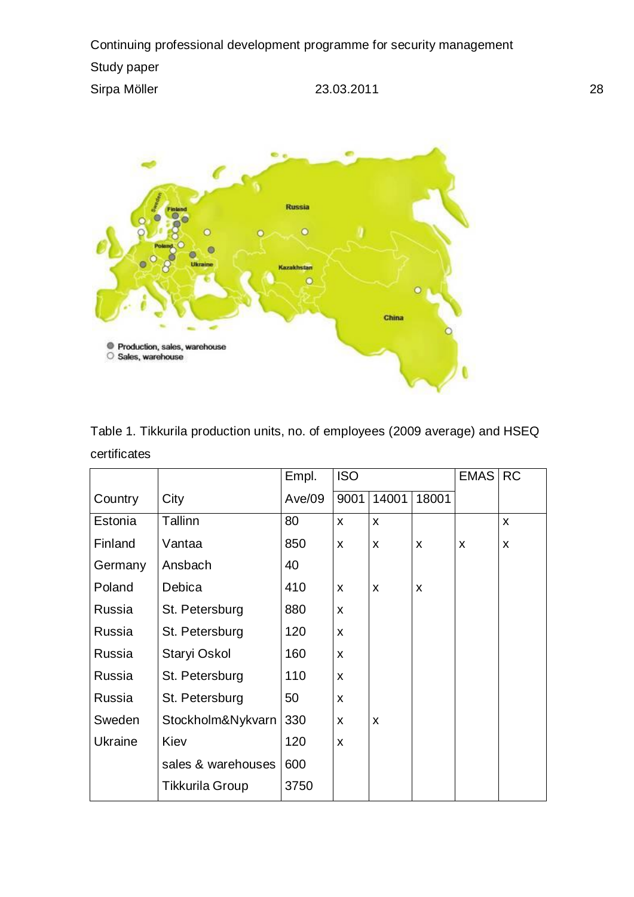Table 1. Tikkurila production units, no. of employees (2009 average) and HSEQ certificates

| | | Empl. | ISO | | | EMAS | RC |
|---|---|---|---|---|---|---|---|
| Country | City | Ave/09 | 9001 | 14001 | 18001 | | |
| Estonia | Tallinn | 80 | x | x | | | x |
| Finland | Vantaa | 850 | x | x | x | x | x |
| Germany | Ansbach | 40 | | | | | |
| Poland | Debica | 410 | x | x | x | | |
| Russia | St. Petersburg | 880 | x | | | | |
| Russia | St. Petersburg | 120 | x | | | | |
| Russia | Staryi Oskol | 160 | x | | | | |
| Russia | St. Petersburg | 110 | x | | | | |
| Russia | St. Petersburg | 50 | x | | | | |
| Sweden | Stockholm&Nykvarn | 330 | x | x | | | |
| Ukraine | Kiev | 120 | x | | | | |
| | sales & warehouses | 600 | | | | | |
| | Tikkurila Group | 3750 | | | | | |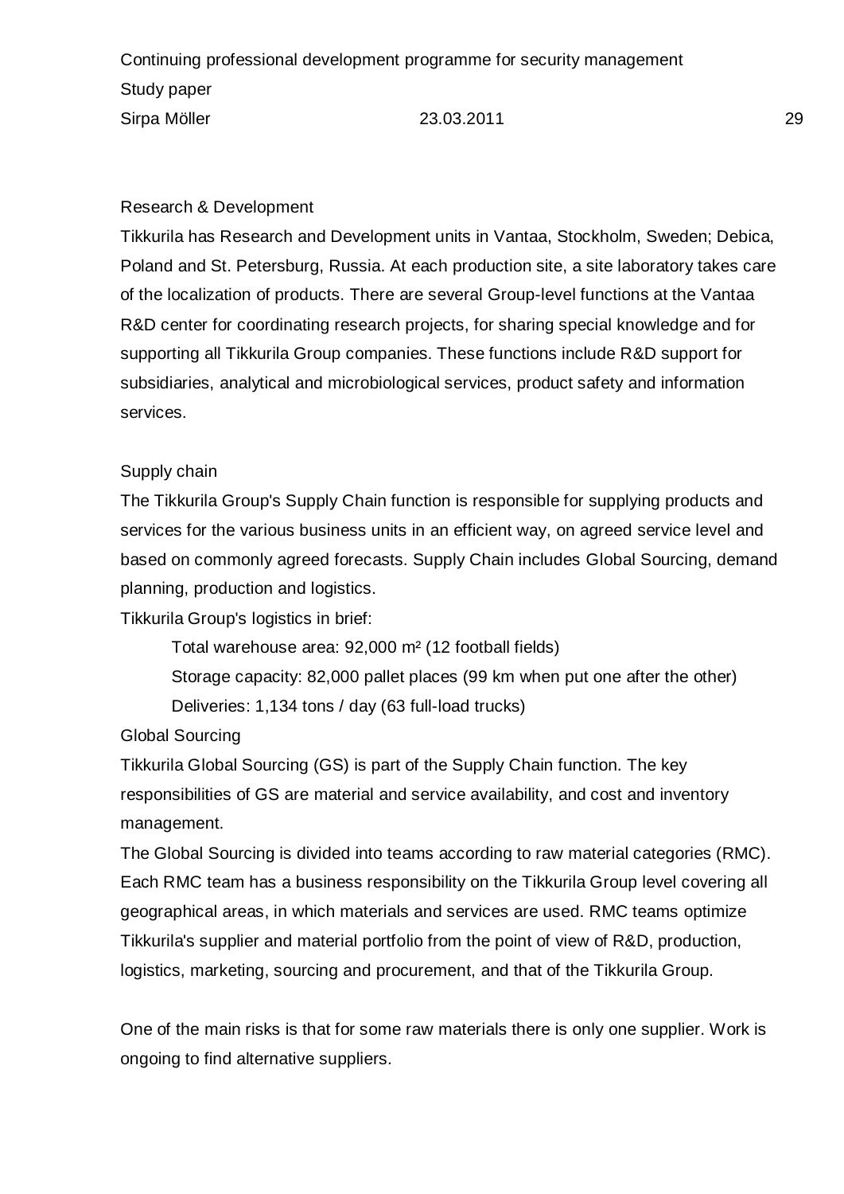## Research & Development

Tikkurila has Research and Development units in Vantaa, Stockholm, Sweden; Debica, Poland and St. Petersburg, Russia. At each production site, a site laboratory takes care of the localization of products. There are several Group-level functions at the Vantaa R&D center for coordinating research projects, for sharing special knowledge and for supporting all Tikkurila Group companies. These functions include R&D support for subsidiaries, analytical and microbiological services, product safety and information services.

## Supply chain

The Tikkurila Group's Supply Chain function is responsible for supplying products and services for the various business units in an efficient way, on agreed service level and based on commonly agreed forecasts. Supply Chain includes Global Sourcing, demand planning, production and logistics.

Tikkurila Group's logistics in brief:

- Total warehouse area: 92,000 m² (12 football fields)
- Storage capacity: 82,000 pallet places (99 km when put one after the other)
- Deliveries: 1,134 tons / day (63 full-load trucks)

### Global Sourcing

Tikkurila Global Sourcing (GS) is part of the Supply Chain function. The key responsibilities of GS are material and service availability, and cost and inventory management.

The Global Sourcing is divided into teams according to raw material categories (RMC). Each RMC team has a business responsibility on the Tikkurila Group level covering all geographical areas, in which materials and services are used. RMC teams optimize Tikkurila's supplier and material portfolio from the point of view of R&D, production, logistics, marketing, sourcing and procurement, and that of the Tikkurila Group.

One of the main risks is that for some raw materials there is only one supplier. Work is ongoing to find alternative suppliers.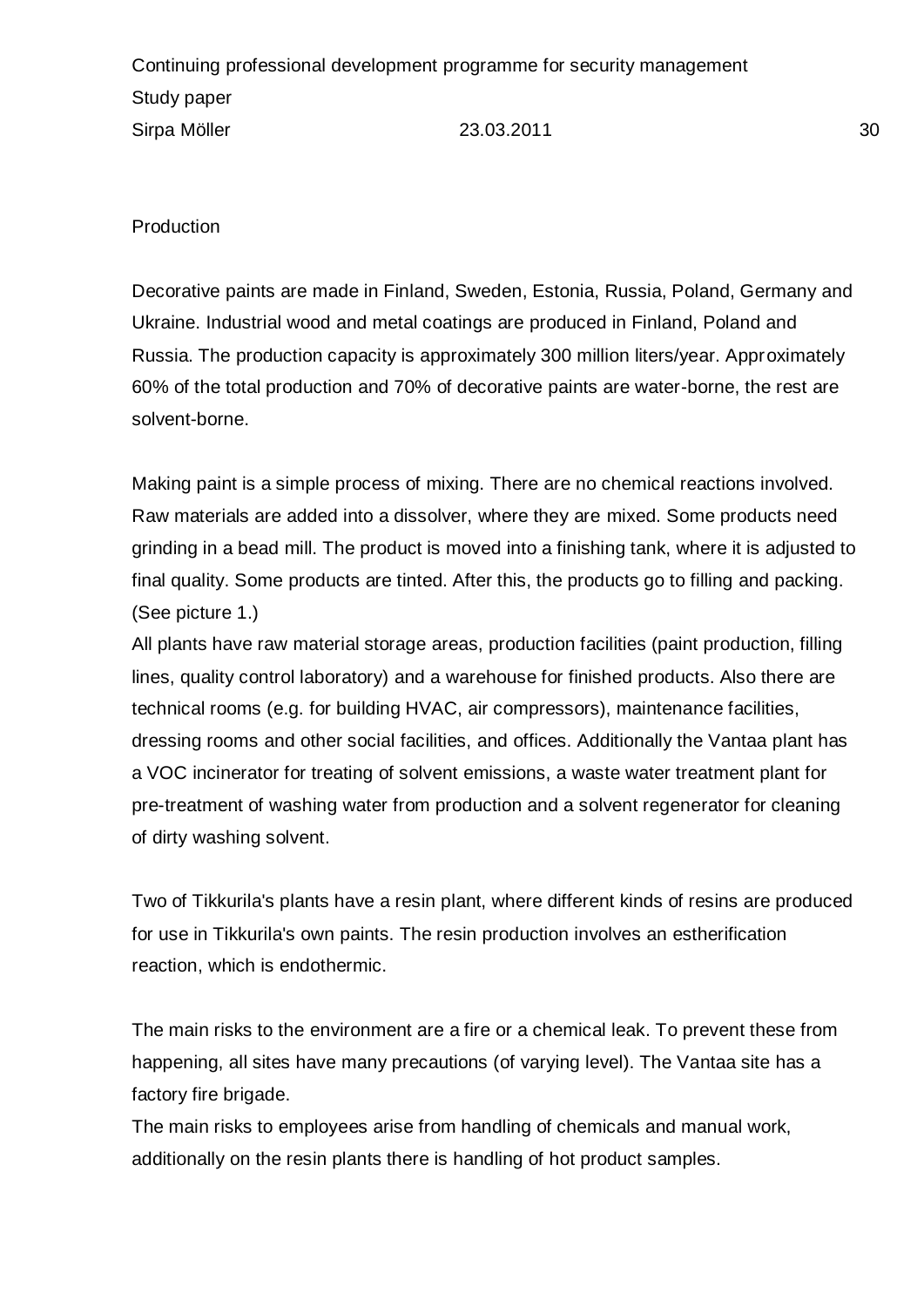Production

Decorative paints are made in Finland, Sweden, Estonia, Russia, Poland, Germany and Ukraine. Industrial wood and metal coatings are produced in Finland, Poland and Russia. The production capacity is approximately 300 million liters/year. Approximately 60% of the total production and 70% of decorative paints are water-borne, the rest are solvent-borne.

Making paint is a simple process of mixing. There are no chemical reactions involved. Raw materials are added into a dissolver, where they are mixed. Some products need grinding in a bead mill. The product is moved into a finishing tank, where it is adjusted to final quality. Some products are tinted. After this, the products go to filling and packing. (See picture 1.)

All plants have raw material storage areas, production facilities (paint production, filling lines, quality control laboratory) and a warehouse for finished products. Also there are technical rooms (e.g. for building HVAC, air compressors), maintenance facilities, dressing rooms and other social facilities, and offices. Additionally the Vantaa plant has a VOC incinerator for treating of solvent emissions, a waste water treatment plant for pre-treatment of washing water from production and a solvent regenerator for cleaning of dirty washing solvent.

Two of Tikkurila's plants have a resin plant, where different kinds of resins are produced for use in Tikkurila's own paints. The resin production involves an estherification reaction, which is endothermic.

The main risks to the environment are a fire or a chemical leak. To prevent these from happening, all sites have many precautions (of varying level). The Vantaa site has a factory fire brigade.

The main risks to employees arise from handling of chemicals and manual work, additionally on the resin plants there is handling of hot product samples.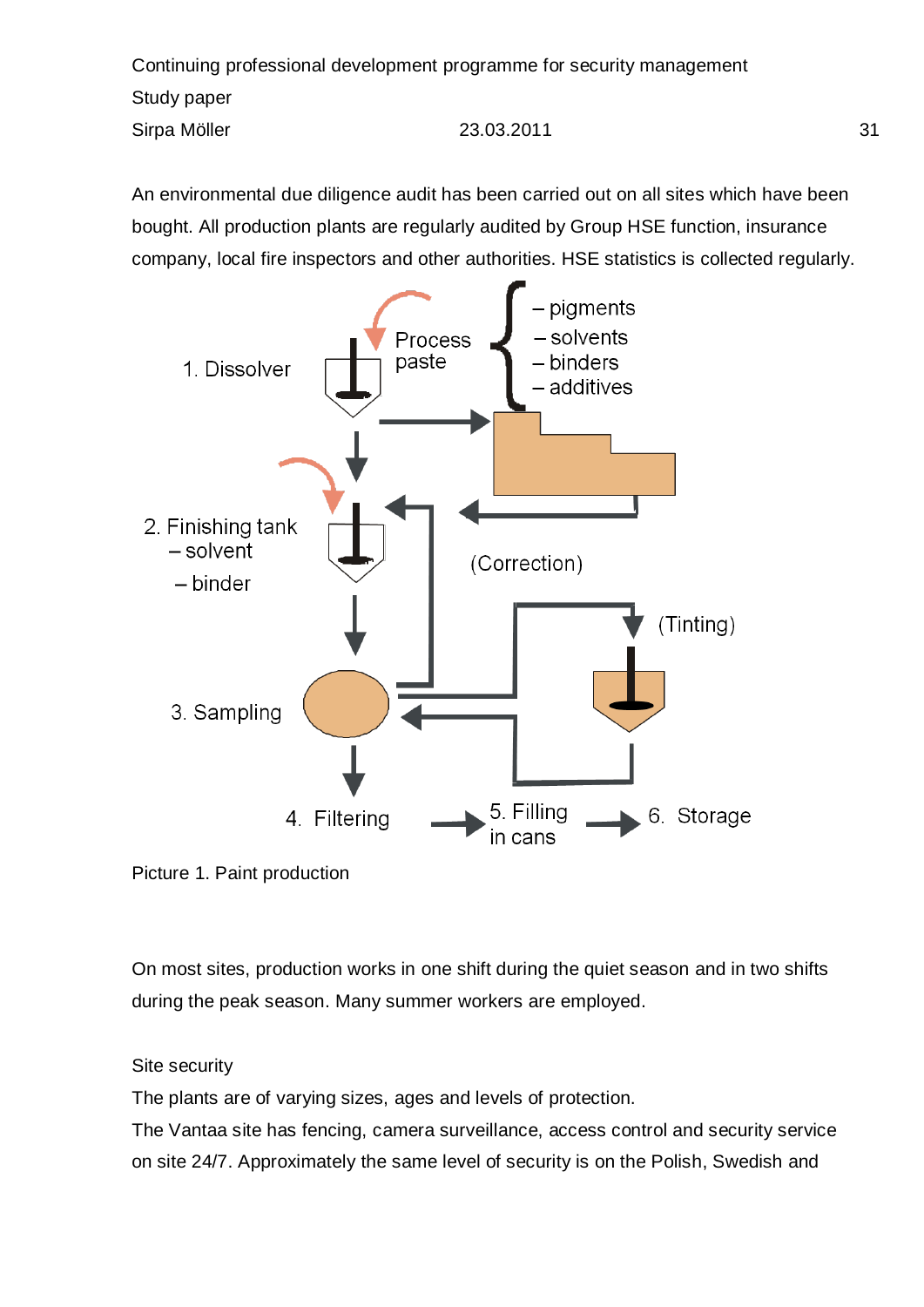An environmental due diligence audit has been carried out on all sites which have been bought. All production plants are regularly audited by Group HSE function, insurance company, local fire inspectors and other authorities. HSE statistics is collected regularly.

Picture 1. Paint production

On most sites, production works in one shift during the quiet season and in two shifts during the peak season. Many summer workers are employed.

Site security

The plants are of varying sizes, ages and levels of protection.

The Vantaa site has fencing, camera surveillance, access control and security service on site 24/7. Approximately the same level of security is on the Polish, Swedish and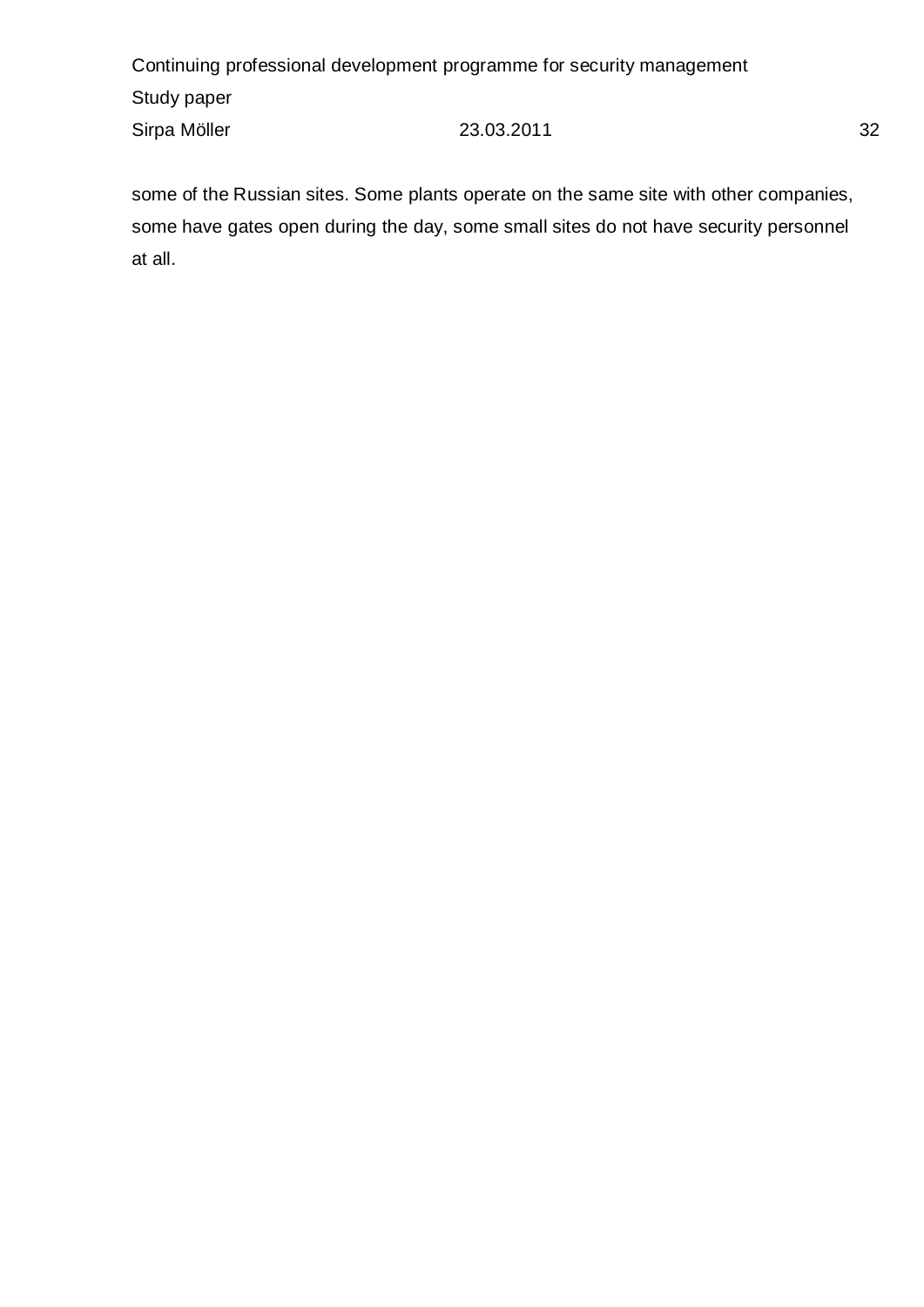some of the Russian sites. Some plants operate on the same site with other companies, some have gates open during the day, some small sites do not have security personnel at all.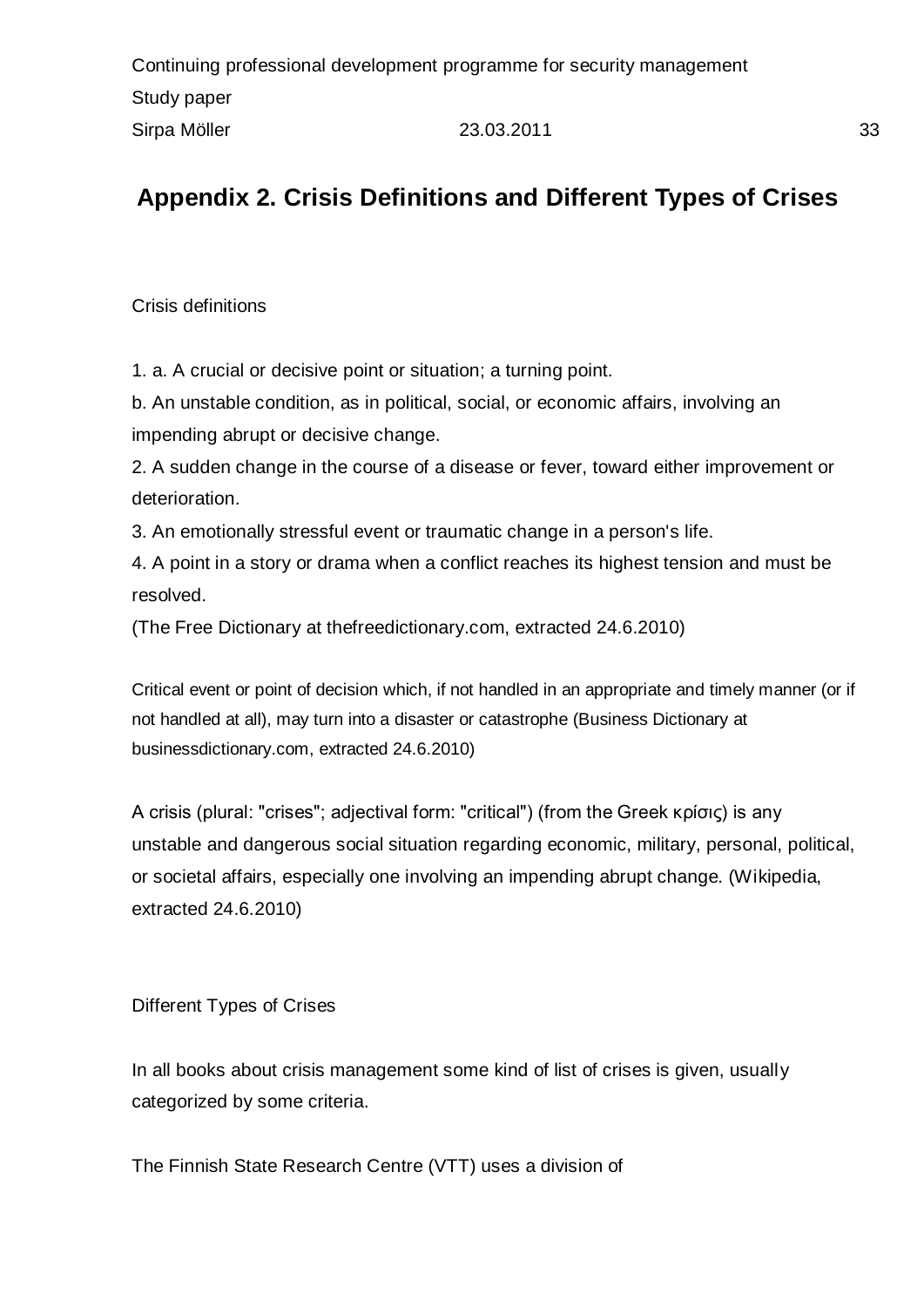# Appendix 2. Crisis Definitions and Different Types of Crises

Crisis definitions

1. a. A crucial or decisive point or situation; a turning point.
b. An unstable condition, as in political, social, or economic affairs, involving an impending abrupt or decisive change.
2. A sudden change in the course of a disease or fever, toward either improvement or deterioration.
3. An emotionally stressful event or traumatic change in a person's life.
4. A point in a story or drama when a conflict reaches its highest tension and must be resolved.
(The Free Dictionary at thefreedictionary.com, extracted 24.6.2010)

Critical event or point of decision which, if not handled in an appropriate and timely manner (or if not handled at all), may turn into a disaster or catastrophe (Business Dictionary at businessdictionary.com, extracted 24.6.2010)

A crisis (plural: "crises"; adjectival form: "critical") (from the Greek κρίσις) is any unstable and dangerous social situation regarding economic, military, personal, political, or societal affairs, especially one involving an impending abrupt change. (Wikipedia, extracted 24.6.2010)

Different Types of Crises

In all books about crisis management some kind of list of crises is given, usually categorized by some criteria.

The Finnish State Research Centre (VTT) uses a division of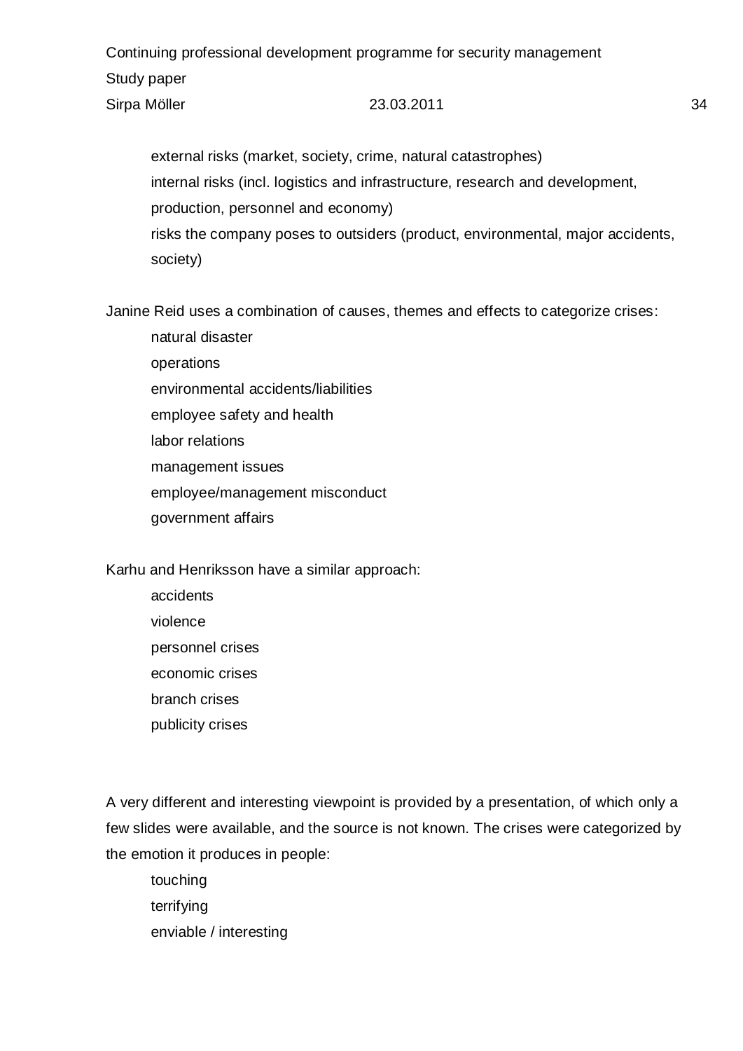- external risks (market, society, crime, natural catastrophes)
- internal risks (incl. logistics and infrastructure, research and development, production, personnel and economy)
- risks the company poses to outsiders (product, environmental, major accidents, society)

Janine Reid uses a combination of causes, themes and effects to categorize crises:

- natural disaster
- operations
- environmental accidents/liabilities
- employee safety and health
- labor relations
- management issues
- employee/management misconduct
- government affairs

Karhu and Henriksson have a similar approach:

- accidents
- violence
- personnel crises
- economic crises
- branch crises
- publicity crises

A very different and interesting viewpoint is provided by a presentation, of which only a few slides were available, and the source is not known. The crises were categorized by the emotion it produces in people:

- touching
- terrifying
- enviable / interesting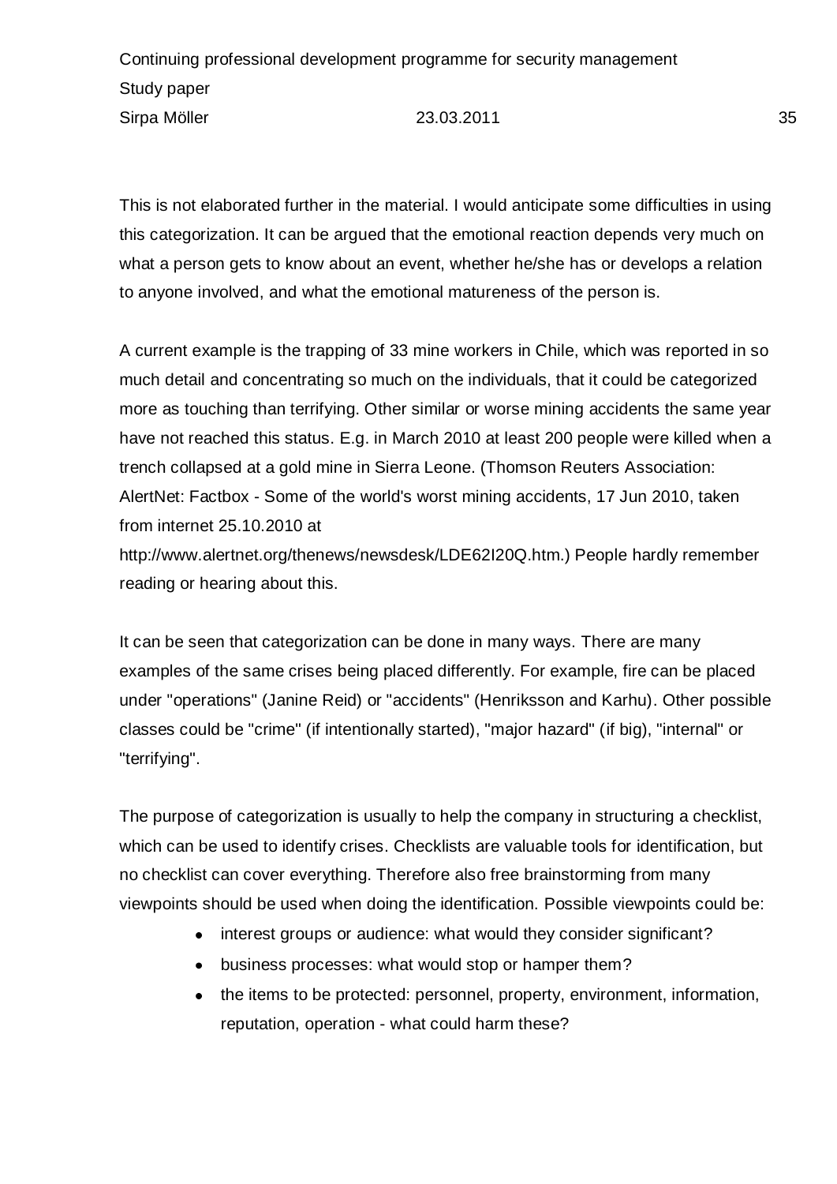This is not elaborated further in the material. I would anticipate some difficulties in using this categorization. It can be argued that the emotional reaction depends very much on what a person gets to know about an event, whether he/she has or develops a relation to anyone involved, and what the emotional matureness of the person is.

A current example is the trapping of 33 mine workers in Chile, which was reported in so much detail and concentrating so much on the individuals, that it could be categorized more as touching than terrifying. Other similar or worse mining accidents the same year have not reached this status. E.g. in March 2010 at least 200 people were killed when a trench collapsed at a gold mine in Sierra Leone. (Thomson Reuters Association: AlertNet: Factbox - Some of the world's worst mining accidents, 17 Jun 2010, taken from internet 25.10.2010 at http://www.alertnet.org/thenews/newsdesk/LDE62I20Q.htm.) People hardly remember reading or hearing about this.

It can be seen that categorization can be done in many ways. There are many examples of the same crises being placed differently. For example, fire can be placed under "operations" (Janine Reid) or "accidents" (Henriksson and Karhu). Other possible classes could be "crime" (if intentionally started), "major hazard" (if big), "internal" or "terrifying".

The purpose of categorization is usually to help the company in structuring a checklist, which can be used to identify crises. Checklists are valuable tools for identification, but no checklist can cover everything. Therefore also free brainstorming from many viewpoints should be used when doing the identification. Possible viewpoints could be:

- interest groups or audience: what would they consider significant?
- business processes: what would stop or hamper them?
- the items to be protected: personnel, property, environment, information, reputation, operation - what could harm these?